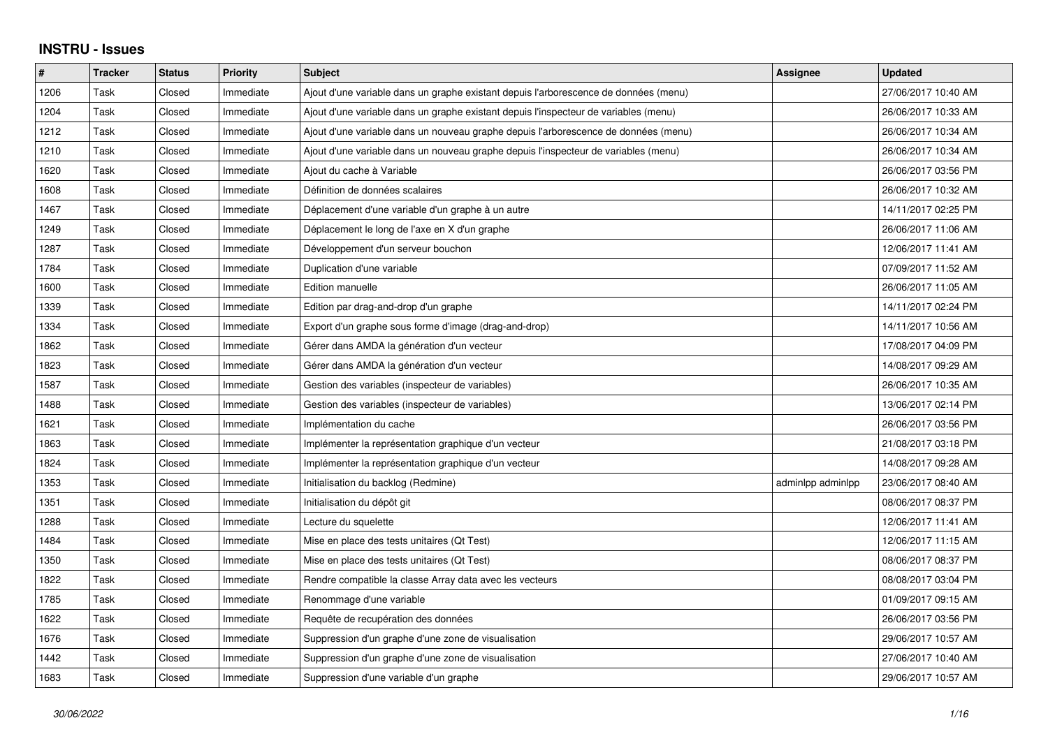## INSTRU - Issues

| # | Tracker | Status | Priority | Subject | Assignee | Updated |
|---|---|---|---|---|---|---|
| 1206 | Task | Closed | Immediate | Ajout d'une variable dans un graphe existant depuis l'arborescence de données (menu) | | 27/06/2017 10:40 AM |
| 1204 | Task | Closed | Immediate | Ajout d'une variable dans un graphe existant depuis l'inspecteur de variables (menu) | | 26/06/2017 10:33 AM |
| 1212 | Task | Closed | Immediate | Ajout d'une variable dans un nouveau graphe depuis l'arborescence de données (menu) | | 26/06/2017 10:34 AM |
| 1210 | Task | Closed | Immediate | Ajout d'une variable dans un nouveau graphe depuis l'inspecteur de variables (menu) | | 26/06/2017 10:34 AM |
| 1620 | Task | Closed | Immediate | Ajout du cache à Variable | | 26/06/2017 03:56 PM |
| 1608 | Task | Closed | Immediate | Définition de données scalaires | | 26/06/2017 10:32 AM |
| 1467 | Task | Closed | Immediate | Déplacement d'une variable d'un graphe à un autre | | 14/11/2017 02:25 PM |
| 1249 | Task | Closed | Immediate | Déplacement le long de l'axe en X d'un graphe | | 26/06/2017 11:06 AM |
| 1287 | Task | Closed | Immediate | Développement d'un serveur bouchon | | 12/06/2017 11:41 AM |
| 1784 | Task | Closed | Immediate | Duplication d'une variable | | 07/09/2017 11:52 AM |
| 1600 | Task | Closed | Immediate | Edition manuelle | | 26/06/2017 11:05 AM |
| 1339 | Task | Closed | Immediate | Edition par drag-and-drop d'un graphe | | 14/11/2017 02:24 PM |
| 1334 | Task | Closed | Immediate | Export d'un graphe sous forme d'image (drag-and-drop) | | 14/11/2017 10:56 AM |
| 1862 | Task | Closed | Immediate | Gérer dans AMDA la génération d'un vecteur | | 17/08/2017 04:09 PM |
| 1823 | Task | Closed | Immediate | Gérer dans AMDA la génération d'un vecteur | | 14/08/2017 09:29 AM |
| 1587 | Task | Closed | Immediate | Gestion des variables (inspecteur de variables) | | 26/06/2017 10:35 AM |
| 1488 | Task | Closed | Immediate | Gestion des variables (inspecteur de variables) | | 13/06/2017 02:14 PM |
| 1621 | Task | Closed | Immediate | Implémentation du cache | | 26/06/2017 03:56 PM |
| 1863 | Task | Closed | Immediate | Implémenter la représentation graphique d'un vecteur | | 21/08/2017 03:18 PM |
| 1824 | Task | Closed | Immediate | Implémenter la représentation graphique d'un vecteur | | 14/08/2017 09:28 AM |
| 1353 | Task | Closed | Immediate | Initialisation du backlog (Redmine) | adminlpp adminlpp | 23/06/2017 08:40 AM |
| 1351 | Task | Closed | Immediate | Initialisation du dépôt git | | 08/06/2017 08:37 PM |
| 1288 | Task | Closed | Immediate | Lecture du squelette | | 12/06/2017 11:41 AM |
| 1484 | Task | Closed | Immediate | Mise en place des tests unitaires (Qt Test) | | 12/06/2017 11:15 AM |
| 1350 | Task | Closed | Immediate | Mise en place des tests unitaires (Qt Test) | | 08/06/2017 08:37 PM |
| 1822 | Task | Closed | Immediate | Rendre compatible la classe Array data avec les vecteurs | | 08/08/2017 03:04 PM |
| 1785 | Task | Closed | Immediate | Renommage d'une variable | | 01/09/2017 09:15 AM |
| 1622 | Task | Closed | Immediate | Requête de recupération des données | | 26/06/2017 03:56 PM |
| 1676 | Task | Closed | Immediate | Suppression d'un graphe d'une zone de visualisation | | 29/06/2017 10:57 AM |
| 1442 | Task | Closed | Immediate | Suppression d'un graphe d'une zone de visualisation | | 27/06/2017 10:40 AM |
| 1683 | Task | Closed | Immediate | Suppression d'une variable d'un graphe | | 29/06/2017 10:57 AM |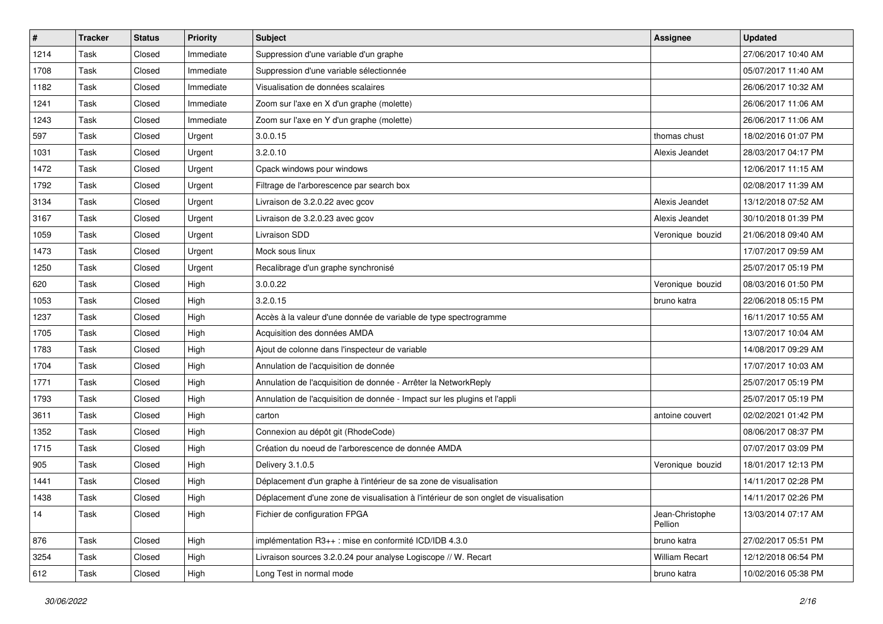| # | Tracker | Status | Priority | Subject | Assignee | Updated |
|---|---|---|---|---|---|---|
| 1214 | Task | Closed | Immediate | Suppression d'une variable d'un graphe | | 27/06/2017 10:40 AM |
| 1708 | Task | Closed | Immediate | Suppression d'une variable sélectionnée | | 05/07/2017 11:40 AM |
| 1182 | Task | Closed | Immediate | Visualisation de données scalaires | | 26/06/2017 10:32 AM |
| 1241 | Task | Closed | Immediate | Zoom sur l'axe en X d'un graphe (molette) | | 26/06/2017 11:06 AM |
| 1243 | Task | Closed | Immediate | Zoom sur l'axe en Y d'un graphe (molette) | | 26/06/2017 11:06 AM |
| 597 | Task | Closed | Urgent | 3.0.0.15 | thomas chust | 18/02/2016 01:07 PM |
| 1031 | Task | Closed | Urgent | 3.2.0.10 | Alexis Jeandet | 28/03/2017 04:17 PM |
| 1472 | Task | Closed | Urgent | Cpack windows pour windows | | 12/06/2017 11:15 AM |
| 1792 | Task | Closed | Urgent | Filtrage de l'arborescence par search box | | 02/08/2017 11:39 AM |
| 3134 | Task | Closed | Urgent | Livraison de 3.2.0.22 avec gcov | Alexis Jeandet | 13/12/2018 07:52 AM |
| 3167 | Task | Closed | Urgent | Livraison de 3.2.0.23 avec gcov | Alexis Jeandet | 30/10/2018 01:39 PM |
| 1059 | Task | Closed | Urgent | Livraison SDD | Veronique bouzid | 21/06/2018 09:40 AM |
| 1473 | Task | Closed | Urgent | Mock sous linux | | 17/07/2017 09:59 AM |
| 1250 | Task | Closed | Urgent | Recalibrage d'un graphe synchronisé | | 25/07/2017 05:19 PM |
| 620 | Task | Closed | High | 3.0.0.22 | Veronique bouzid | 08/03/2016 01:50 PM |
| 1053 | Task | Closed | High | 3.2.0.15 | bruno katra | 22/06/2018 05:15 PM |
| 1237 | Task | Closed | High | Accès à la valeur d'une donnée de variable de type spectrogramme | | 16/11/2017 10:55 AM |
| 1705 | Task | Closed | High | Acquisition des données AMDA | | 13/07/2017 10:04 AM |
| 1783 | Task | Closed | High | Ajout de colonne dans l'inspecteur de variable | | 14/08/2017 09:29 AM |
| 1704 | Task | Closed | High | Annulation de l'acquisition de donnée | | 17/07/2017 10:03 AM |
| 1771 | Task | Closed | High | Annulation de l'acquisition de donnée - Arrêter la NetworkReply | | 25/07/2017 05:19 PM |
| 1793 | Task | Closed | High | Annulation de l'acquisition de donnée - Impact sur les plugins et l'appli | | 25/07/2017 05:19 PM |
| 3611 | Task | Closed | High | carton | antoine couvert | 02/02/2021 01:42 PM |
| 1352 | Task | Closed | High | Connexion au dépôt git (RhodeCode) | | 08/06/2017 08:37 PM |
| 1715 | Task | Closed | High | Création du noeud de l'arborescence de donnée AMDA | | 07/07/2017 03:09 PM |
| 905 | Task | Closed | High | Delivery 3.1.0.5 | Veronique bouzid | 18/01/2017 12:13 PM |
| 1441 | Task | Closed | High | Déplacement d'un graphe à l'intérieur de sa zone de visualisation | | 14/11/2017 02:28 PM |
| 1438 | Task | Closed | High | Déplacement d'une zone de visualisation à l'intérieur de son onglet de visualisation | | 14/11/2017 02:26 PM |
| 14 | Task | Closed | High | Fichier de configuration FPGA | Jean-Christophe Pellion | 13/03/2014 07:17 AM |
| 876 | Task | Closed | High | implémentation R3++ : mise en conformité ICD/IDB 4.3.0 | bruno katra | 27/02/2017 05:51 PM |
| 3254 | Task | Closed | High | Livraison sources 3.2.0.24 pour analyse Logiscope // W. Recart | William Recart | 12/12/2018 06:54 PM |
| 612 | Task | Closed | High | Long Test in normal mode | bruno katra | 10/02/2016 05:38 PM |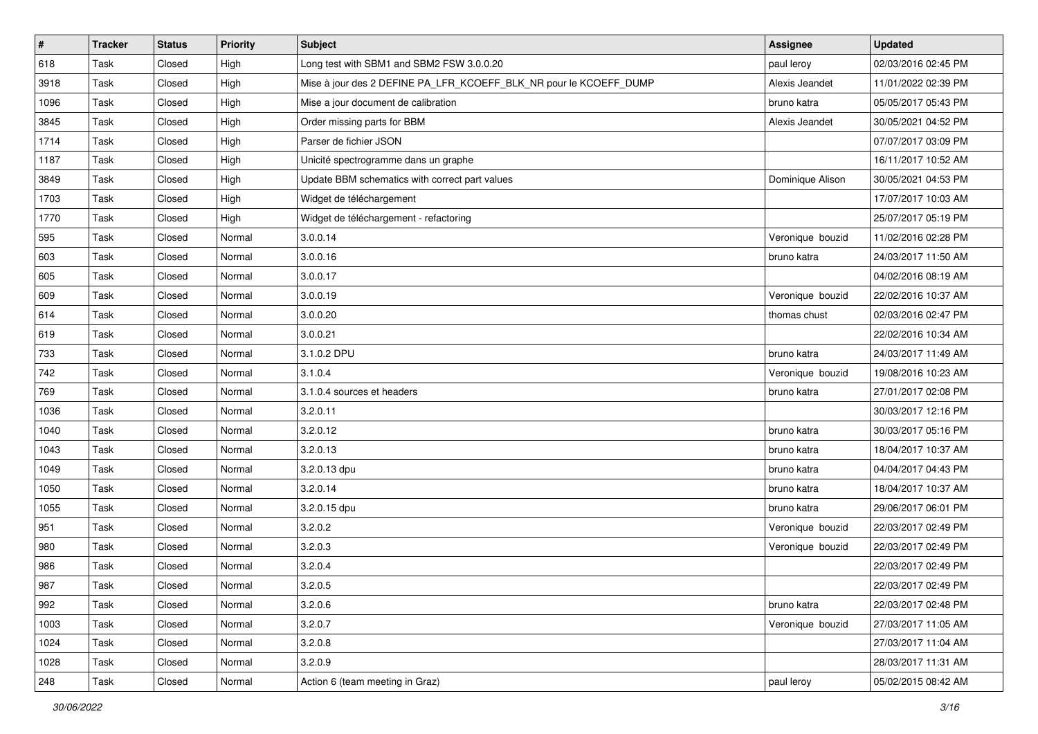| # | Tracker | Status | Priority | Subject | Assignee | Updated |
|---|---|---|---|---|---|---|
| 618 | Task | Closed | High | Long test with SBM1 and SBM2 FSW 3.0.0.20 | paul leroy | 02/03/2016 02:45 PM |
| 3918 | Task | Closed | High | Mise à jour des 2 DEFINE PA_LFR_KCOEFF_BLK_NR pour le KCOEFF_DUMP | Alexis Jeandet | 11/01/2022 02:39 PM |
| 1096 | Task | Closed | High | Mise a jour document de calibration | bruno katra | 05/05/2017 05:43 PM |
| 3845 | Task | Closed | High | Order missing parts for BBM | Alexis Jeandet | 30/05/2021 04:52 PM |
| 1714 | Task | Closed | High | Parser de fichier JSON | | 07/07/2017 03:09 PM |
| 1187 | Task | Closed | High | Unicité spectrogramme dans un graphe | | 16/11/2017 10:52 AM |
| 3849 | Task | Closed | High | Update BBM schematics with correct part values | Dominique Alison | 30/05/2021 04:53 PM |
| 1703 | Task | Closed | High | Widget de téléchargement | | 17/07/2017 10:03 AM |
| 1770 | Task | Closed | High | Widget de téléchargement - refactoring | | 25/07/2017 05:19 PM |
| 595 | Task | Closed | Normal | 3.0.0.14 | Veronique bouzid | 11/02/2016 02:28 PM |
| 603 | Task | Closed | Normal | 3.0.0.16 | bruno katra | 24/03/2017 11:50 AM |
| 605 | Task | Closed | Normal | 3.0.0.17 | | 04/02/2016 08:19 AM |
| 609 | Task | Closed | Normal | 3.0.0.19 | Veronique bouzid | 22/02/2016 10:37 AM |
| 614 | Task | Closed | Normal | 3.0.0.20 | thomas chust | 02/03/2016 02:47 PM |
| 619 | Task | Closed | Normal | 3.0.0.21 | | 22/02/2016 10:34 AM |
| 733 | Task | Closed | Normal | 3.1.0.2 DPU | bruno katra | 24/03/2017 11:49 AM |
| 742 | Task | Closed | Normal | 3.1.0.4 | Veronique bouzid | 19/08/2016 10:23 AM |
| 769 | Task | Closed | Normal | 3.1.0.4 sources et headers | bruno katra | 27/01/2017 02:08 PM |
| 1036 | Task | Closed | Normal | 3.2.0.11 | | 30/03/2017 12:16 PM |
| 1040 | Task | Closed | Normal | 3.2.0.12 | bruno katra | 30/03/2017 05:16 PM |
| 1043 | Task | Closed | Normal | 3.2.0.13 | bruno katra | 18/04/2017 10:37 AM |
| 1049 | Task | Closed | Normal | 3.2.0.13 dpu | bruno katra | 04/04/2017 04:43 PM |
| 1050 | Task | Closed | Normal | 3.2.0.14 | bruno katra | 18/04/2017 10:37 AM |
| 1055 | Task | Closed | Normal | 3.2.0.15 dpu | bruno katra | 29/06/2017 06:01 PM |
| 951 | Task | Closed | Normal | 3.2.0.2 | Veronique bouzid | 22/03/2017 02:49 PM |
| 980 | Task | Closed | Normal | 3.2.0.3 | Veronique bouzid | 22/03/2017 02:49 PM |
| 986 | Task | Closed | Normal | 3.2.0.4 | | 22/03/2017 02:49 PM |
| 987 | Task | Closed | Normal | 3.2.0.5 | | 22/03/2017 02:49 PM |
| 992 | Task | Closed | Normal | 3.2.0.6 | bruno katra | 22/03/2017 02:48 PM |
| 1003 | Task | Closed | Normal | 3.2.0.7 | Veronique bouzid | 27/03/2017 11:05 AM |
| 1024 | Task | Closed | Normal | 3.2.0.8 | | 27/03/2017 11:04 AM |
| 1028 | Task | Closed | Normal | 3.2.0.9 | | 28/03/2017 11:31 AM |
| 248 | Task | Closed | Normal | Action 6 (team meeting in Graz) | paul leroy | 05/02/2015 08:42 AM |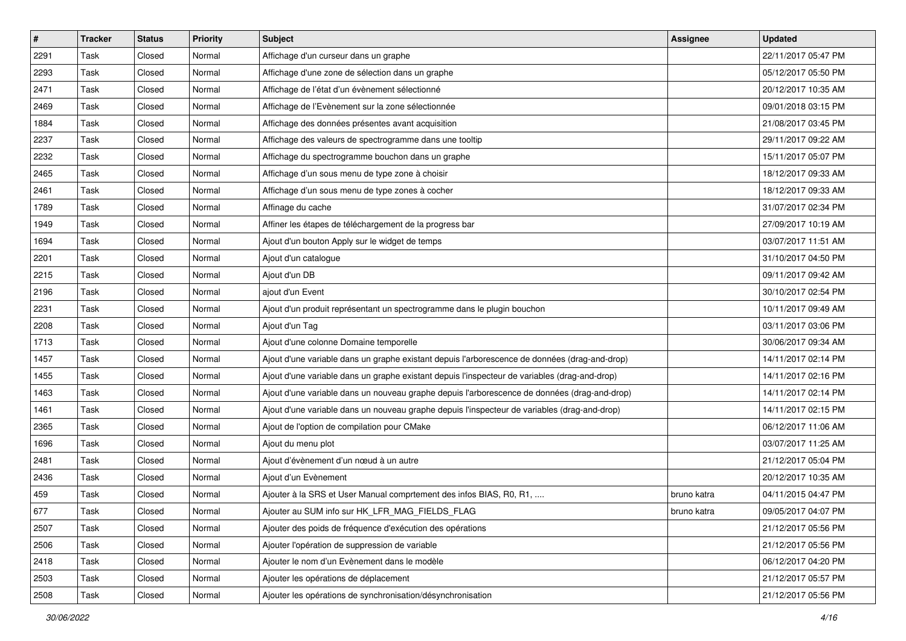| # | Tracker | Status | Priority | Subject | Assignee | Updated |
|---|---|---|---|---|---|---|
| 2291 | Task | Closed | Normal | Affichage d'un curseur dans un graphe | | 22/11/2017 05:47 PM |
| 2293 | Task | Closed | Normal | Affichage d'une zone de sélection dans un graphe | | 05/12/2017 05:50 PM |
| 2471 | Task | Closed | Normal | Affichage de l'état d'un évènement sélectionné | | 20/12/2017 10:35 AM |
| 2469 | Task | Closed | Normal | Affichage de l'Evènement sur la zone sélectionnée | | 09/01/2018 03:15 PM |
| 1884 | Task | Closed | Normal | Affichage des données présentes avant acquisition | | 21/08/2017 03:45 PM |
| 2237 | Task | Closed | Normal | Affichage des valeurs de spectrogramme dans une tooltip | | 29/11/2017 09:22 AM |
| 2232 | Task | Closed | Normal | Affichage du spectrogramme bouchon dans un graphe | | 15/11/2017 05:07 PM |
| 2465 | Task | Closed | Normal | Affichage d'un sous menu de type zone à choisir | | 18/12/2017 09:33 AM |
| 2461 | Task | Closed | Normal | Affichage d'un sous menu de type zones à cocher | | 18/12/2017 09:33 AM |
| 1789 | Task | Closed | Normal | Affinage du cache | | 31/07/2017 02:34 PM |
| 1949 | Task | Closed | Normal | Affiner les étapes de téléchargement de la progress bar | | 27/09/2017 10:19 AM |
| 1694 | Task | Closed | Normal | Ajout d'un bouton Apply sur le widget de temps | | 03/07/2017 11:51 AM |
| 2201 | Task | Closed | Normal | Ajout d'un catalogue | | 31/10/2017 04:50 PM |
| 2215 | Task | Closed | Normal | Ajout d'un DB | | 09/11/2017 09:42 AM |
| 2196 | Task | Closed | Normal | ajout d'un Event | | 30/10/2017 02:54 PM |
| 2231 | Task | Closed | Normal | Ajout d'un produit représentant un spectrogramme dans le plugin bouchon | | 10/11/2017 09:49 AM |
| 2208 | Task | Closed | Normal | Ajout d'un Tag | | 03/11/2017 03:06 PM |
| 1713 | Task | Closed | Normal | Ajout d'une colonne Domaine temporelle | | 30/06/2017 09:34 AM |
| 1457 | Task | Closed | Normal | Ajout d'une variable dans un graphe existant depuis l'arborescence de données (drag-and-drop) | | 14/11/2017 02:14 PM |
| 1455 | Task | Closed | Normal | Ajout d'une variable dans un graphe existant depuis l'inspecteur de variables (drag-and-drop) | | 14/11/2017 02:16 PM |
| 1463 | Task | Closed | Normal | Ajout d'une variable dans un nouveau graphe depuis l'arborescence de données (drag-and-drop) | | 14/11/2017 02:14 PM |
| 1461 | Task | Closed | Normal | Ajout d'une variable dans un nouveau graphe depuis l'inspecteur de variables (drag-and-drop) | | 14/11/2017 02:15 PM |
| 2365 | Task | Closed | Normal | Ajout de l'option de compilation pour CMake | | 06/12/2017 11:06 AM |
| 1696 | Task | Closed | Normal | Ajout du menu plot | | 03/07/2017 11:25 AM |
| 2481 | Task | Closed | Normal | Ajout d'évènement d'un nœud à un autre | | 21/12/2017 05:04 PM |
| 2436 | Task | Closed | Normal | Ajout d'un Evènement | | 20/12/2017 10:35 AM |
| 459 | Task | Closed | Normal | Ajouter à la SRS et User Manual comprtement des infos BIAS, R0, R1, .... | bruno katra | 04/11/2015 04:47 PM |
| 677 | Task | Closed | Normal | Ajouter au SUM info sur HK_LFR_MAG_FIELDS_FLAG | bruno katra | 09/05/2017 04:07 PM |
| 2507 | Task | Closed | Normal | Ajouter des poids de fréquence d'exécution des opérations | | 21/12/2017 05:56 PM |
| 2506 | Task | Closed | Normal | Ajouter l'opération de suppression de variable | | 21/12/2017 05:56 PM |
| 2418 | Task | Closed | Normal | Ajouter le nom d'un Evènement dans le modèle | | 06/12/2017 04:20 PM |
| 2503 | Task | Closed | Normal | Ajouter les opérations de déplacement | | 21/12/2017 05:57 PM |
| 2508 | Task | Closed | Normal | Ajouter les opérations de synchronisation/désynchronisation | | 21/12/2017 05:56 PM |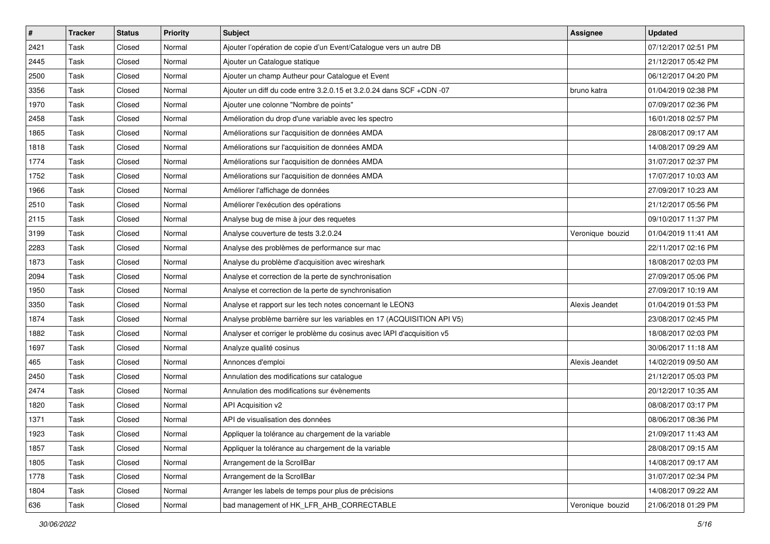| # | Tracker | Status | Priority | Subject | Assignee | Updated |
|---|---|---|---|---|---|---|
| 2421 | Task | Closed | Normal | Ajouter l'opération de copie d'un Event/Catalogue vers un autre DB | | 07/12/2017 02:51 PM |
| 2445 | Task | Closed | Normal | Ajouter un Catalogue statique | | 21/12/2017 05:42 PM |
| 2500 | Task | Closed | Normal | Ajouter un champ Autheur pour Catalogue et Event | | 06/12/2017 04:20 PM |
| 3356 | Task | Closed | Normal | Ajouter un diff du code entre 3.2.0.15 et 3.2.0.24 dans SCF +CDN -07 | bruno katra | 01/04/2019 02:38 PM |
| 1970 | Task | Closed | Normal | Ajouter une colonne "Nombre de points" | | 07/09/2017 02:36 PM |
| 2458 | Task | Closed | Normal | Amélioration du drop d'une variable avec les spectro | | 16/01/2018 02:57 PM |
| 1865 | Task | Closed | Normal | Améliorations sur l'acquisition de données AMDA | | 28/08/2017 09:17 AM |
| 1818 | Task | Closed | Normal | Améliorations sur l'acquisition de données AMDA | | 14/08/2017 09:29 AM |
| 1774 | Task | Closed | Normal | Améliorations sur l'acquisition de données AMDA | | 31/07/2017 02:37 PM |
| 1752 | Task | Closed | Normal | Améliorations sur l'acquisition de données AMDA | | 17/07/2017 10:03 AM |
| 1966 | Task | Closed | Normal | Améliorer l'affichage de données | | 27/09/2017 10:23 AM |
| 2510 | Task | Closed | Normal | Améliorer l'exécution des opérations | | 21/12/2017 05:56 PM |
| 2115 | Task | Closed | Normal | Analyse bug de mise à jour des requetes | | 09/10/2017 11:37 PM |
| 3199 | Task | Closed | Normal | Analyse couverture de tests 3.2.0.24 | Veronique bouzid | 01/04/2019 11:41 AM |
| 2283 | Task | Closed | Normal | Analyse des problèmes de performance sur mac | | 22/11/2017 02:16 PM |
| 1873 | Task | Closed | Normal | Analyse du problème d'acquisition avec wireshark | | 18/08/2017 02:03 PM |
| 2094 | Task | Closed | Normal | Analyse et correction de la perte de synchronisation | | 27/09/2017 05:06 PM |
| 1950 | Task | Closed | Normal | Analyse et correction de la perte de synchronisation | | 27/09/2017 10:19 AM |
| 3350 | Task | Closed | Normal | Analyse et rapport sur les tech notes concernant le LEON3 | Alexis Jeandet | 01/04/2019 01:53 PM |
| 1874 | Task | Closed | Normal | Analyse problème barrière sur les variables en 17 (ACQUISITION API V5) | | 23/08/2017 02:45 PM |
| 1882 | Task | Closed | Normal | Analyser et corriger le problème du cosinus avec lAPI d'acquisition v5 | | 18/08/2017 02:03 PM |
| 1697 | Task | Closed | Normal | Analyze qualité cosinus | | 30/06/2017 11:18 AM |
| 465 | Task | Closed | Normal | Annonces d'emploi | Alexis Jeandet | 14/02/2019 09:50 AM |
| 2450 | Task | Closed | Normal | Annulation des modifications sur catalogue | | 21/12/2017 05:03 PM |
| 2474 | Task | Closed | Normal | Annulation des modifications sur évènements | | 20/12/2017 10:35 AM |
| 1820 | Task | Closed | Normal | API Acquisition v2 | | 08/08/2017 03:17 PM |
| 1371 | Task | Closed | Normal | API de visualisation des données | | 08/06/2017 08:36 PM |
| 1923 | Task | Closed | Normal | Appliquer la tolérance au chargement de la variable | | 21/09/2017 11:43 AM |
| 1857 | Task | Closed | Normal | Appliquer la tolérance au chargement de la variable | | 28/08/2017 09:15 AM |
| 1805 | Task | Closed | Normal | Arrangement de la ScrollBar | | 14/08/2017 09:17 AM |
| 1778 | Task | Closed | Normal | Arrangement de la ScrollBar | | 31/07/2017 02:34 PM |
| 1804 | Task | Closed | Normal | Arranger les labels de temps pour plus de précisions | | 14/08/2017 09:22 AM |
| 636 | Task | Closed | Normal | bad management of HK_LFR_AHB_CORRECTABLE | Veronique bouzid | 21/06/2018 01:29 PM |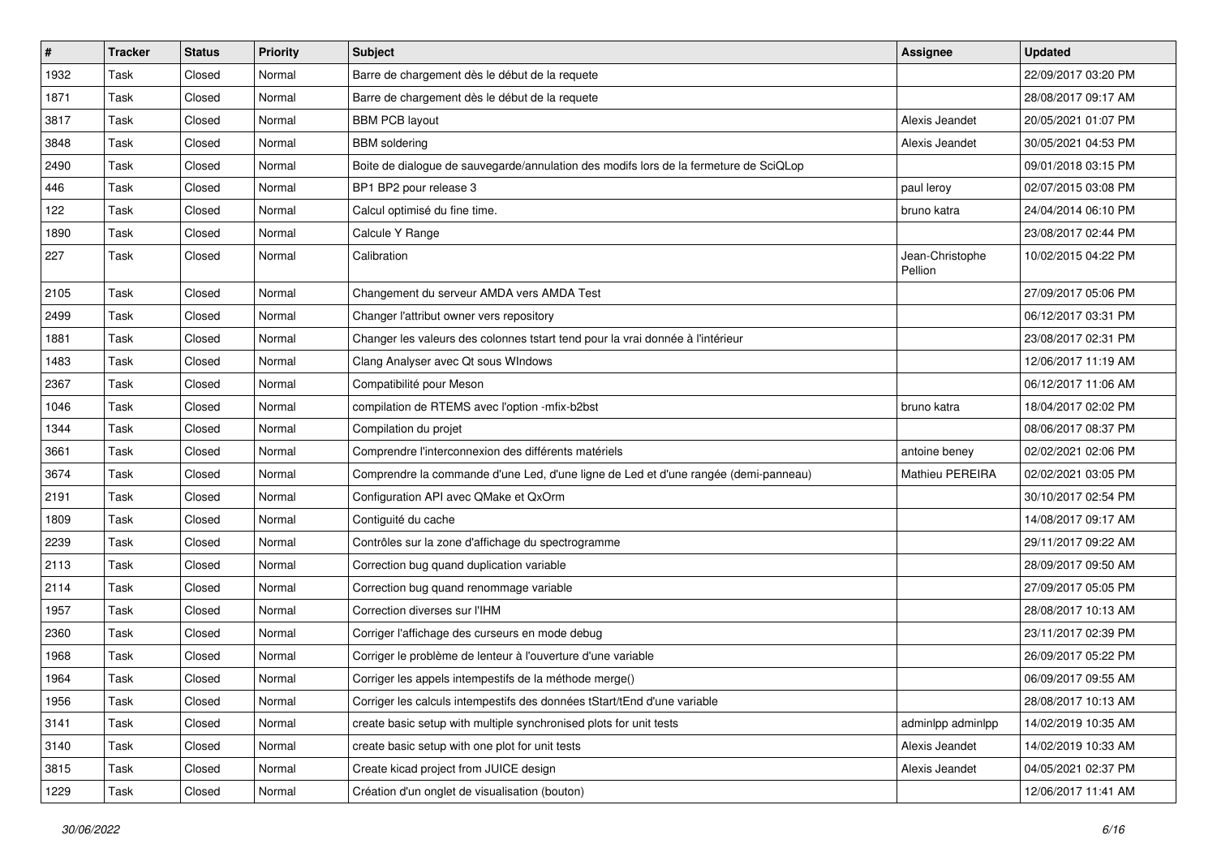| # | Tracker | Status | Priority | Subject | Assignee | Updated |
| --- | --- | --- | --- | --- | --- | --- |
| 1932 | Task | Closed | Normal | Barre de chargement dès le début de la requete | | 22/09/2017 03:20 PM |
| 1871 | Task | Closed | Normal | Barre de chargement dès le début de la requete | | 28/08/2017 09:17 AM |
| 3817 | Task | Closed | Normal | BBM PCB layout | Alexis Jeandet | 20/05/2021 01:07 PM |
| 3848 | Task | Closed | Normal | BBM soldering | Alexis Jeandet | 30/05/2021 04:53 PM |
| 2490 | Task | Closed | Normal | Boite de dialogue de sauvegarde/annulation des modifs lors de la fermeture de SciQLop | | 09/01/2018 03:15 PM |
| 446 | Task | Closed | Normal | BP1 BP2 pour release 3 | paul leroy | 02/07/2015 03:08 PM |
| 122 | Task | Closed | Normal | Calcul optimisé du fine time. | bruno katra | 24/04/2014 06:10 PM |
| 1890 | Task | Closed | Normal | Calcule Y Range | | 23/08/2017 02:44 PM |
| 227 | Task | Closed | Normal | Calibration | Jean-Christophe Pellion | 10/02/2015 04:22 PM |
| 2105 | Task | Closed | Normal | Changement du serveur AMDA vers AMDA Test | | 27/09/2017 05:06 PM |
| 2499 | Task | Closed | Normal | Changer l'attribut owner vers repository | | 06/12/2017 03:31 PM |
| 1881 | Task | Closed | Normal | Changer les valeurs des colonnes tstart tend pour la vrai donnée à l'intérieur | | 23/08/2017 02:31 PM |
| 1483 | Task | Closed | Normal | Clang Analyser avec Qt sous WIndows | | 12/06/2017 11:19 AM |
| 2367 | Task | Closed | Normal | Compatibilité pour Meson | | 06/12/2017 11:06 AM |
| 1046 | Task | Closed | Normal | compilation de RTEMS avec l'option -mfix-b2bst | bruno katra | 18/04/2017 02:02 PM |
| 1344 | Task | Closed | Normal | Compilation du projet | | 08/06/2017 08:37 PM |
| 3661 | Task | Closed | Normal | Comprendre l'interconnexion des différents matériels | antoine beney | 02/02/2021 02:06 PM |
| 3674 | Task | Closed | Normal | Comprendre la commande d'une Led, d'une ligne de Led et d'une rangée (demi-panneau) | Mathieu PEREIRA | 02/02/2021 03:05 PM |
| 2191 | Task | Closed | Normal | Configuration API avec QMake et QxOrm | | 30/10/2017 02:54 PM |
| 1809 | Task | Closed | Normal | Contiguité du cache | | 14/08/2017 09:17 AM |
| 2239 | Task | Closed | Normal | Contrôles sur la zone d'affichage du spectrogramme | | 29/11/2017 09:22 AM |
| 2113 | Task | Closed | Normal | Correction bug quand duplication variable | | 28/09/2017 09:50 AM |
| 2114 | Task | Closed | Normal | Correction bug quand renommage variable | | 27/09/2017 05:05 PM |
| 1957 | Task | Closed | Normal | Correction diverses sur l'IHM | | 28/08/2017 10:13 AM |
| 2360 | Task | Closed | Normal | Corriger l'affichage des curseurs en mode debug | | 23/11/2017 02:39 PM |
| 1968 | Task | Closed | Normal | Corriger le problème de lenteur à l'ouverture d'une variable | | 26/09/2017 05:22 PM |
| 1964 | Task | Closed | Normal | Corriger les appels intempestifs de la méthode merge() | | 06/09/2017 09:55 AM |
| 1956 | Task | Closed | Normal | Corriger les calculs intempestifs des données tStart/tEnd d'une variable | | 28/08/2017 10:13 AM |
| 3141 | Task | Closed | Normal | create basic setup with multiple synchronised plots for unit tests | adminlpp adminlpp | 14/02/2019 10:35 AM |
| 3140 | Task | Closed | Normal | create basic setup with one plot for unit tests | Alexis Jeandet | 14/02/2019 10:33 AM |
| 3815 | Task | Closed | Normal | Create kicad project from JUICE design | Alexis Jeandet | 04/05/2021 02:37 PM |
| 1229 | Task | Closed | Normal | Création d'un onglet de visualisation (bouton) | | 12/06/2017 11:41 AM |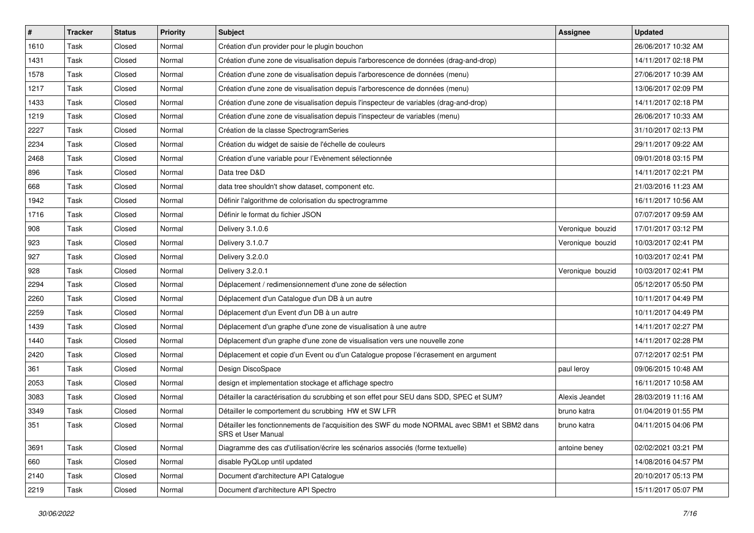| # | Tracker | Status | Priority | Subject | Assignee | Updated |
|---|---|---|---|---|---|---|
| 1610 | Task | Closed | Normal | Création d'un provider pour le plugin bouchon | | 26/06/2017 10:32 AM |
| 1431 | Task | Closed | Normal | Création d'une zone de visualisation depuis l'arborescence de données (drag-and-drop) | | 14/11/2017 02:18 PM |
| 1578 | Task | Closed | Normal | Création d'une zone de visualisation depuis l'arborescence de données (menu) | | 27/06/2017 10:39 AM |
| 1217 | Task | Closed | Normal | Création d'une zone de visualisation depuis l'arborescence de données (menu) | | 13/06/2017 02:09 PM |
| 1433 | Task | Closed | Normal | Création d'une zone de visualisation depuis l'inspecteur de variables (drag-and-drop) | | 14/11/2017 02:18 PM |
| 1219 | Task | Closed | Normal | Création d'une zone de visualisation depuis l'inspecteur de variables (menu) | | 26/06/2017 10:33 AM |
| 2227 | Task | Closed | Normal | Création de la classe SpectrogramSeries | | 31/10/2017 02:13 PM |
| 2234 | Task | Closed | Normal | Création du widget de saisie de l'échelle de couleurs | | 29/11/2017 09:22 AM |
| 2468 | Task | Closed | Normal | Création d'une variable pour l'Evènement sélectionnée | | 09/01/2018 03:15 PM |
| 896 | Task | Closed | Normal | Data tree D&D | | 14/11/2017 02:21 PM |
| 668 | Task | Closed | Normal | data tree shouldn't show dataset, component etc. | | 21/03/2016 11:23 AM |
| 1942 | Task | Closed | Normal | Définir l'algorithme de colorisation du spectrogramme | | 16/11/2017 10:56 AM |
| 1716 | Task | Closed | Normal | Définir le format du fichier JSON | | 07/07/2017 09:59 AM |
| 908 | Task | Closed | Normal | Delivery 3.1.0.6 | Veronique bouzid | 17/01/2017 03:12 PM |
| 923 | Task | Closed | Normal | Delivery 3.1.0.7 | Veronique bouzid | 10/03/2017 02:41 PM |
| 927 | Task | Closed | Normal | Delivery 3.2.0.0 | | 10/03/2017 02:41 PM |
| 928 | Task | Closed | Normal | Delivery 3.2.0.1 | Veronique bouzid | 10/03/2017 02:41 PM |
| 2294 | Task | Closed | Normal | Déplacement / redimensionnement d'une zone de sélection | | 05/12/2017 05:50 PM |
| 2260 | Task | Closed | Normal | Déplacement d'un Catalogue d'un DB à un autre | | 10/11/2017 04:49 PM |
| 2259 | Task | Closed | Normal | Déplacement d'un Event d'un DB à un autre | | 10/11/2017 04:49 PM |
| 1439 | Task | Closed | Normal | Déplacement d'un graphe d'une zone de visualisation à une autre | | 14/11/2017 02:27 PM |
| 1440 | Task | Closed | Normal | Déplacement d'un graphe d'une zone de visualisation vers une nouvelle zone | | 14/11/2017 02:28 PM |
| 2420 | Task | Closed | Normal | Déplacement et copie d'un Event ou d'un Catalogue propose l'écrasement en argument | | 07/12/2017 02:51 PM |
| 361 | Task | Closed | Normal | Design DiscoSpace | paul leroy | 09/06/2015 10:48 AM |
| 2053 | Task | Closed | Normal | design et implementation stockage et affichage spectro | | 16/11/2017 10:58 AM |
| 3083 | Task | Closed | Normal | Détailler la caractérisation du scrubbing et son effet pour SEU dans SDD, SPEC et SUM? | Alexis Jeandet | 28/03/2019 11:16 AM |
| 3349 | Task | Closed | Normal | Détailler le comportement du scrubbing HW et SW LFR | bruno katra | 01/04/2019 01:55 PM |
| 351 | Task | Closed | Normal | Détailler les fonctionnements de l'acquisition des SWF du mode NORMAL avec SBM1 et SBM2 dans SRS et User Manual | bruno katra | 04/11/2015 04:06 PM |
| 3691 | Task | Closed | Normal | Diagramme des cas d'utilisation/écrire les scénarios associés (forme textuelle) | antoine beney | 02/02/2021 03:21 PM |
| 660 | Task | Closed | Normal | disable PyQLop until updated | | 14/08/2016 04:57 PM |
| 2140 | Task | Closed | Normal | Document d'architecture API Catalogue | | 20/10/2017 05:13 PM |
| 2219 | Task | Closed | Normal | Document d'architecture API Spectro | | 15/11/2017 05:07 PM |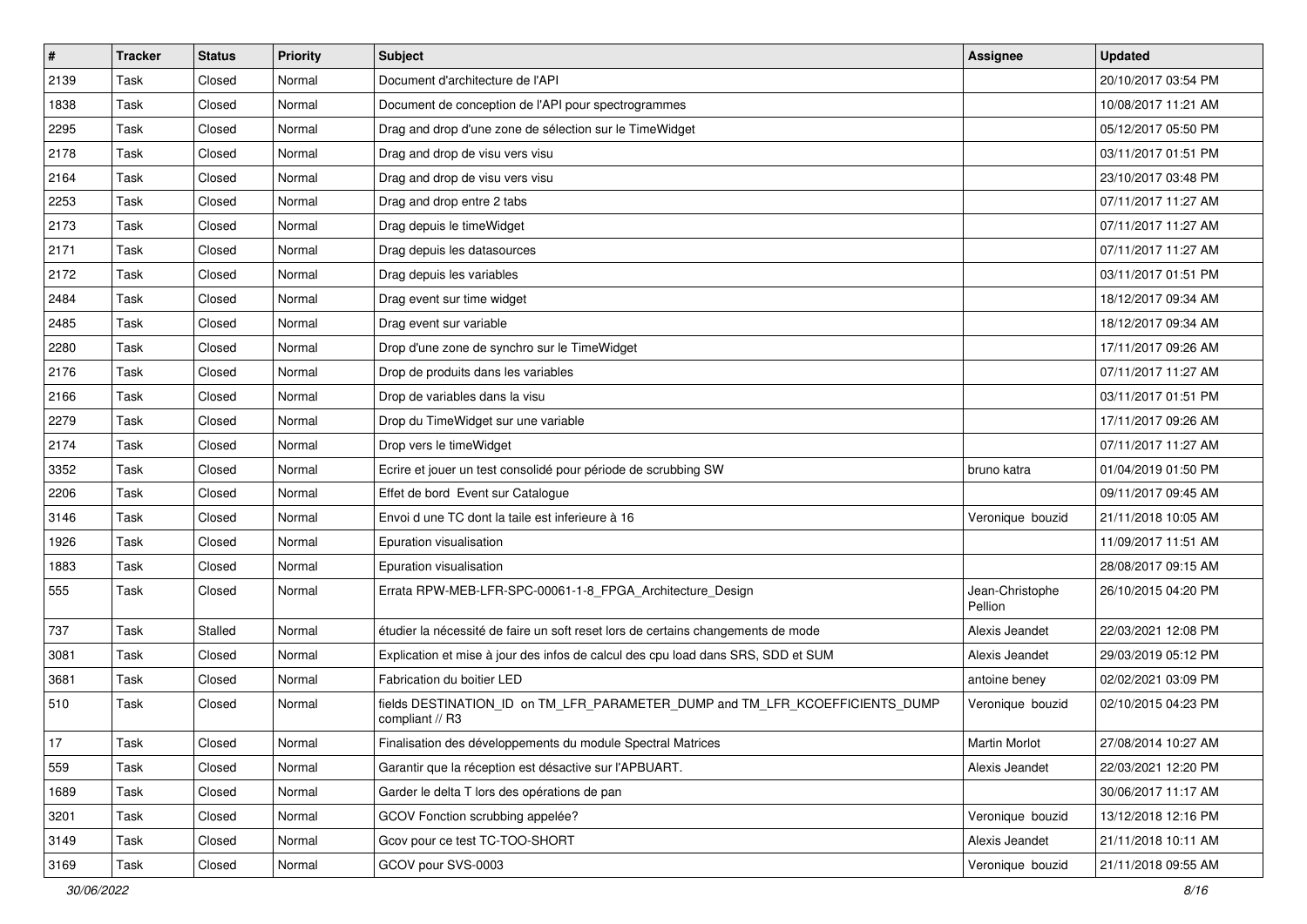| # | Tracker | Status | Priority | Subject | Assignee | Updated |
|---|---|---|---|---|---|---|
| 2139 | Task | Closed | Normal | Document d'architecture de l'API | | 20/10/2017 03:54 PM |
| 1838 | Task | Closed | Normal | Document de conception de l'API pour spectrogrammes | | 10/08/2017 11:21 AM |
| 2295 | Task | Closed | Normal | Drag and drop d'une zone de sélection sur le TimeWidget | | 05/12/2017 05:50 PM |
| 2178 | Task | Closed | Normal | Drag and drop de visu vers visu | | 03/11/2017 01:51 PM |
| 2164 | Task | Closed | Normal | Drag and drop de visu vers visu | | 23/10/2017 03:48 PM |
| 2253 | Task | Closed | Normal | Drag and drop entre 2 tabs | | 07/11/2017 11:27 AM |
| 2173 | Task | Closed | Normal | Drag depuis le timeWidget | | 07/11/2017 11:27 AM |
| 2171 | Task | Closed | Normal | Drag depuis les datasources | | 07/11/2017 11:27 AM |
| 2172 | Task | Closed | Normal | Drag depuis les variables | | 03/11/2017 01:51 PM |
| 2484 | Task | Closed | Normal | Drag event sur time widget | | 18/12/2017 09:34 AM |
| 2485 | Task | Closed | Normal | Drag event sur variable | | 18/12/2017 09:34 AM |
| 2280 | Task | Closed | Normal | Drop d'une zone de synchro sur le TimeWidget | | 17/11/2017 09:26 AM |
| 2176 | Task | Closed | Normal | Drop de produits dans les variables | | 07/11/2017 11:27 AM |
| 2166 | Task | Closed | Normal | Drop de variables dans la visu | | 03/11/2017 01:51 PM |
| 2279 | Task | Closed | Normal | Drop du TimeWidget sur une variable | | 17/11/2017 09:26 AM |
| 2174 | Task | Closed | Normal | Drop vers le timeWidget | | 07/11/2017 11:27 AM |
| 3352 | Task | Closed | Normal | Ecrire et jouer un test consolidé pour période de scrubbing SW | bruno katra | 01/04/2019 01:50 PM |
| 2206 | Task | Closed | Normal | Effet de bord Event sur Catalogue | | 09/11/2017 09:45 AM |
| 3146 | Task | Closed | Normal | Envoi d une TC dont la taile est inferieure à 16 | Veronique bouzid | 21/11/2018 10:05 AM |
| 1926 | Task | Closed | Normal | Epuration visualisation | | 11/09/2017 11:51 AM |
| 1883 | Task | Closed | Normal | Epuration visualisation | | 28/08/2017 09:15 AM |
| 555 | Task | Closed | Normal | Errata RPW-MEB-LFR-SPC-00061-1-8_FPGA_Architecture_Design | Jean-Christophe Pellion | 26/10/2015 04:20 PM |
| 737 | Task | Stalled | Normal | étudier la nécessité de faire un soft reset lors de certains changements de mode | Alexis Jeandet | 22/03/2021 12:08 PM |
| 3081 | Task | Closed | Normal | Explication et mise à jour des infos de calcul des cpu load dans SRS, SDD et SUM | Alexis Jeandet | 29/03/2019 05:12 PM |
| 3681 | Task | Closed | Normal | Fabrication du boitier LED | antoine beney | 02/02/2021 03:09 PM |
| 510 | Task | Closed | Normal | fields DESTINATION_ID on TM_LFR_PARAMETER_DUMP and TM_LFR_KCOEFFICIENTS_DUMP compliant // R3 | Veronique bouzid | 02/10/2015 04:23 PM |
| 17 | Task | Closed | Normal | Finalisation des développements du module Spectral Matrices | Martin Morlot | 27/08/2014 10:27 AM |
| 559 | Task | Closed | Normal | Garantir que la réception est désactive sur l'APBUART. | Alexis Jeandet | 22/03/2021 12:20 PM |
| 1689 | Task | Closed | Normal | Garder le delta T lors des opérations de pan | | 30/06/2017 11:17 AM |
| 3201 | Task | Closed | Normal | GCOV Fonction scrubbing appelée? | Veronique bouzid | 13/12/2018 12:16 PM |
| 3149 | Task | Closed | Normal | Gcov pour ce test TC-TOO-SHORT | Alexis Jeandet | 21/11/2018 10:11 AM |
| 3169 | Task | Closed | Normal | GCOV pour SVS-0003 | Veronique bouzid | 21/11/2018 09:55 AM |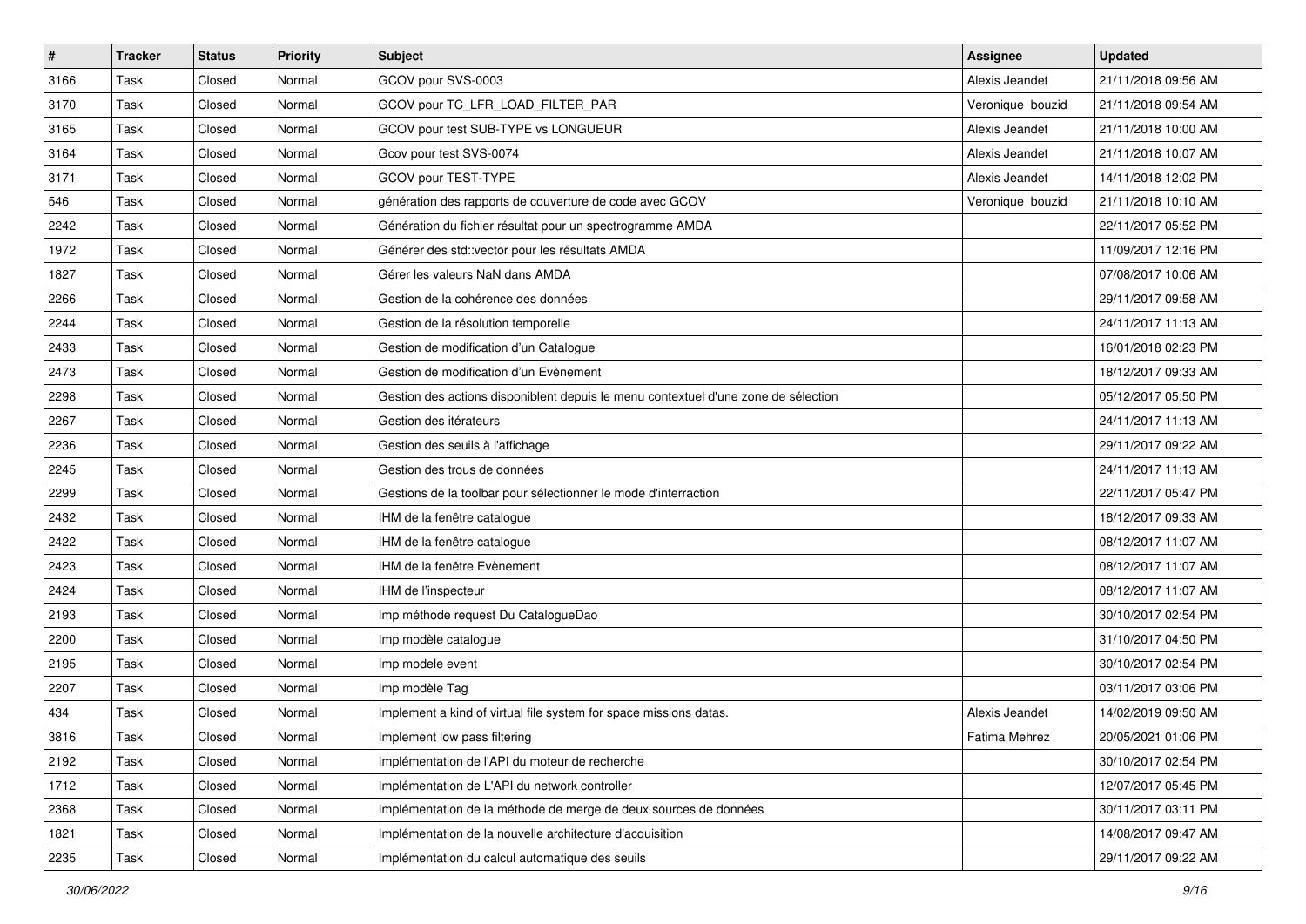| # | Tracker | Status | Priority | Subject | Assignee | Updated |
|---|---|---|---|---|---|---|
| 3166 | Task | Closed | Normal | GCOV pour SVS-0003 | Alexis Jeandet | 21/11/2018 09:56 AM |
| 3170 | Task | Closed | Normal | GCOV pour TC_LFR_LOAD_FILTER_PAR | Veronique bouzid | 21/11/2018 09:54 AM |
| 3165 | Task | Closed | Normal | GCOV pour test SUB-TYPE vs LONGUEUR | Alexis Jeandet | 21/11/2018 10:00 AM |
| 3164 | Task | Closed | Normal | Gcov pour test SVS-0074 | Alexis Jeandet | 21/11/2018 10:07 AM |
| 3171 | Task | Closed | Normal | GCOV pour TEST-TYPE | Alexis Jeandet | 14/11/2018 12:02 PM |
| 546 | Task | Closed | Normal | génération des rapports de couverture de code avec GCOV | Veronique bouzid | 21/11/2018 10:10 AM |
| 2242 | Task | Closed | Normal | Génération du fichier résultat pour un spectrogramme AMDA | | 22/11/2017 05:52 PM |
| 1972 | Task | Closed | Normal | Générer des std::vector pour les résultats AMDA | | 11/09/2017 12:16 PM |
| 1827 | Task | Closed | Normal | Gérer les valeurs NaN dans AMDA | | 07/08/2017 10:06 AM |
| 2266 | Task | Closed | Normal | Gestion de la cohérence des données | | 29/11/2017 09:58 AM |
| 2244 | Task | Closed | Normal | Gestion de la résolution temporelle | | 24/11/2017 11:13 AM |
| 2433 | Task | Closed | Normal | Gestion de modification d'un Catalogue | | 16/01/2018 02:23 PM |
| 2473 | Task | Closed | Normal | Gestion de modification d'un Evènement | | 18/12/2017 09:33 AM |
| 2298 | Task | Closed | Normal | Gestion des actions disponiblent depuis le menu contextuel d'une zone de sélection | | 05/12/2017 05:50 PM |
| 2267 | Task | Closed | Normal | Gestion des itérateurs | | 24/11/2017 11:13 AM |
| 2236 | Task | Closed | Normal | Gestion des seuils à l'affichage | | 29/11/2017 09:22 AM |
| 2245 | Task | Closed | Normal | Gestion des trous de données | | 24/11/2017 11:13 AM |
| 2299 | Task | Closed | Normal | Gestions de la toolbar pour sélectionner le mode d'interraction | | 22/11/2017 05:47 PM |
| 2432 | Task | Closed | Normal | IHM de la fenêtre catalogue | | 18/12/2017 09:33 AM |
| 2422 | Task | Closed | Normal | IHM de la fenêtre catalogue | | 08/12/2017 11:07 AM |
| 2423 | Task | Closed | Normal | IHM de la fenêtre Evènement | | 08/12/2017 11:07 AM |
| 2424 | Task | Closed | Normal | IHM de l'inspecteur | | 08/12/2017 11:07 AM |
| 2193 | Task | Closed | Normal | Imp méthode request Du CatalogueDao | | 30/10/2017 02:54 PM |
| 2200 | Task | Closed | Normal | Imp modèle catalogue | | 31/10/2017 04:50 PM |
| 2195 | Task | Closed | Normal | Imp modele event | | 30/10/2017 02:54 PM |
| 2207 | Task | Closed | Normal | Imp modèle Tag | | 03/11/2017 03:06 PM |
| 434 | Task | Closed | Normal | Implement a kind of virtual file system for space missions datas. | Alexis Jeandet | 14/02/2019 09:50 AM |
| 3816 | Task | Closed | Normal | Implement low pass filtering | Fatima Mehrez | 20/05/2021 01:06 PM |
| 2192 | Task | Closed | Normal | Implémentation de l'API du moteur de recherche | | 30/10/2017 02:54 PM |
| 1712 | Task | Closed | Normal | Implémentation de L'API du network controller | | 12/07/2017 05:45 PM |
| 2368 | Task | Closed | Normal | Implémentation de la méthode de merge de deux sources de données | | 30/11/2017 03:11 PM |
| 1821 | Task | Closed | Normal | Implémentation de la nouvelle architecture d'acquisition | | 14/08/2017 09:47 AM |
| 2235 | Task | Closed | Normal | Implémentation du calcul automatique des seuils | | 29/11/2017 09:22 AM |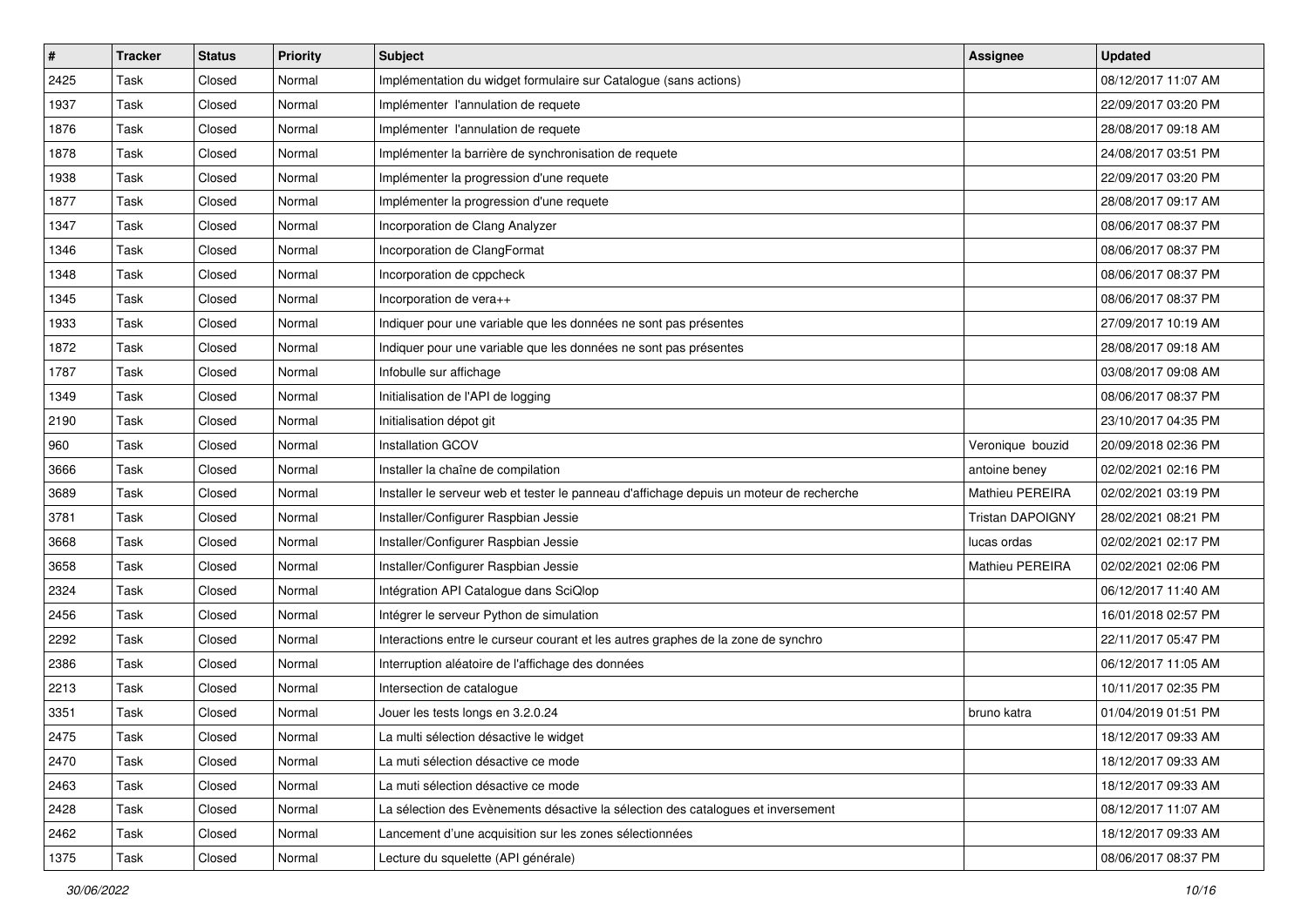| # | Tracker | Status | Priority | Subject | Assignee | Updated |
|---|---|---|---|---|---|---|
| 2425 | Task | Closed | Normal | Implémentation du widget formulaire sur Catalogue (sans actions) | | 08/12/2017 11:07 AM |
| 1937 | Task | Closed | Normal | Implémenter l'annulation de requete | | 22/09/2017 03:20 PM |
| 1876 | Task | Closed | Normal | Implémenter l'annulation de requete | | 28/08/2017 09:18 AM |
| 1878 | Task | Closed | Normal | Implémenter la barrière de synchronisation de requete | | 24/08/2017 03:51 PM |
| 1938 | Task | Closed | Normal | Implémenter la progression d'une requete | | 22/09/2017 03:20 PM |
| 1877 | Task | Closed | Normal | Implémenter la progression d'une requete | | 28/08/2017 09:17 AM |
| 1347 | Task | Closed | Normal | Incorporation de Clang Analyzer | | 08/06/2017 08:37 PM |
| 1346 | Task | Closed | Normal | Incorporation de ClangFormat | | 08/06/2017 08:37 PM |
| 1348 | Task | Closed | Normal | Incorporation de cppcheck | | 08/06/2017 08:37 PM |
| 1345 | Task | Closed | Normal | Incorporation de vera++ | | 08/06/2017 08:37 PM |
| 1933 | Task | Closed | Normal | Indiquer pour une variable que les données ne sont pas présentes | | 27/09/2017 10:19 AM |
| 1872 | Task | Closed | Normal | Indiquer pour une variable que les données ne sont pas présentes | | 28/08/2017 09:18 AM |
| 1787 | Task | Closed | Normal | Infobulle sur affichage | | 03/08/2017 09:08 AM |
| 1349 | Task | Closed | Normal | Initialisation de l'API de logging | | 08/06/2017 08:37 PM |
| 2190 | Task | Closed | Normal | Initialisation dépot git | | 23/10/2017 04:35 PM |
| 960 | Task | Closed | Normal | Installation GCOV | Veronique bouzid | 20/09/2018 02:36 PM |
| 3666 | Task | Closed | Normal | Installer la chaîne de compilation | antoine beney | 02/02/2021 02:16 PM |
| 3689 | Task | Closed | Normal | Installer le serveur web et tester le panneau d'affichage depuis un moteur de recherche | Mathieu PEREIRA | 02/02/2021 03:19 PM |
| 3781 | Task | Closed | Normal | Installer/Configurer Raspbian Jessie | Tristan DAPOIGNY | 28/02/2021 08:21 PM |
| 3668 | Task | Closed | Normal | Installer/Configurer Raspbian Jessie | lucas ordas | 02/02/2021 02:17 PM |
| 3658 | Task | Closed | Normal | Installer/Configurer Raspbian Jessie | Mathieu PEREIRA | 02/02/2021 02:06 PM |
| 2324 | Task | Closed | Normal | Intégration API Catalogue dans SciQlop | | 06/12/2017 11:40 AM |
| 2456 | Task | Closed | Normal | Intégrer le serveur Python de simulation | | 16/01/2018 02:57 PM |
| 2292 | Task | Closed | Normal | Interactions entre le curseur courant et les autres graphes de la zone de synchro | | 22/11/2017 05:47 PM |
| 2386 | Task | Closed | Normal | Interruption aléatoire de l'affichage des données | | 06/12/2017 11:05 AM |
| 2213 | Task | Closed | Normal | Intersection de catalogue | | 10/11/2017 02:35 PM |
| 3351 | Task | Closed | Normal | Jouer les tests longs en 3.2.0.24 | bruno katra | 01/04/2019 01:51 PM |
| 2475 | Task | Closed | Normal | La multi sélection désactive le widget | | 18/12/2017 09:33 AM |
| 2470 | Task | Closed | Normal | La muti sélection désactive ce mode | | 18/12/2017 09:33 AM |
| 2463 | Task | Closed | Normal | La muti sélection désactive ce mode | | 18/12/2017 09:33 AM |
| 2428 | Task | Closed | Normal | La sélection des Evènements désactive la sélection des catalogues et inversement | | 08/12/2017 11:07 AM |
| 2462 | Task | Closed | Normal | Lancement d'une acquisition sur les zones sélectionnées | | 18/12/2017 09:33 AM |
| 1375 | Task | Closed | Normal | Lecture du squelette (API générale) | | 08/06/2017 08:37 PM |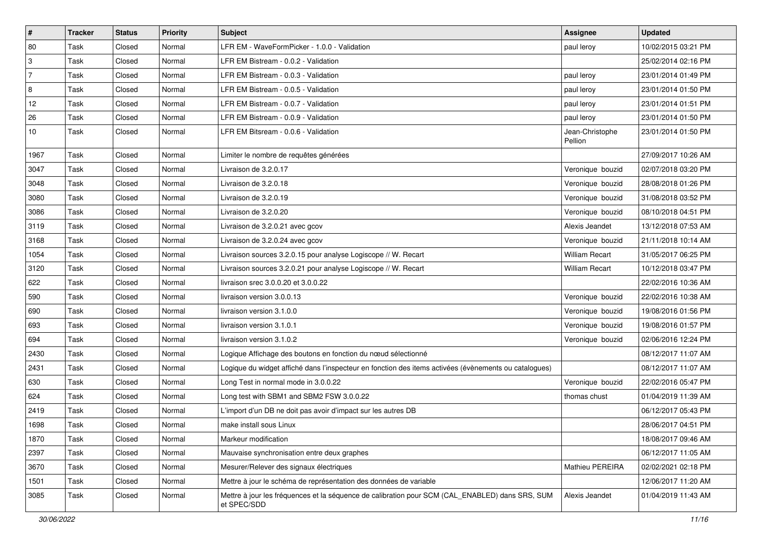| # | Tracker | Status | Priority | Subject | Assignee | Updated |
|---|---|---|---|---|---|---|
| 80 | Task | Closed | Normal | LFR EM - WaveFormPicker - 1.0.0 - Validation | paul leroy | 10/02/2015 03:21 PM |
| 3 | Task | Closed | Normal | LFR EM Bistream - 0.0.2 - Validation | | 25/02/2014 02:16 PM |
| 7 | Task | Closed | Normal | LFR EM Bistream - 0.0.3 - Validation | paul leroy | 23/01/2014 01:49 PM |
| 8 | Task | Closed | Normal | LFR EM Bistream - 0.0.5 - Validation | paul leroy | 23/01/2014 01:50 PM |
| 12 | Task | Closed | Normal | LFR EM Bistream - 0.0.7 - Validation | paul leroy | 23/01/2014 01:51 PM |
| 26 | Task | Closed | Normal | LFR EM Bistream - 0.0.9 - Validation | paul leroy | 23/01/2014 01:50 PM |
| 10 | Task | Closed | Normal | LFR EM Bitsream - 0.0.6 - Validation | Jean-Christophe Pellion | 23/01/2014 01:50 PM |
| 1967 | Task | Closed | Normal | Limiter le nombre de requêtes générées | | 27/09/2017 10:26 AM |
| 3047 | Task | Closed | Normal | Livraison de 3.2.0.17 | Veronique bouzid | 02/07/2018 03:20 PM |
| 3048 | Task | Closed | Normal | Livraison de 3.2.0.18 | Veronique bouzid | 28/08/2018 01:26 PM |
| 3080 | Task | Closed | Normal | Livraison de 3.2.0.19 | Veronique bouzid | 31/08/2018 03:52 PM |
| 3086 | Task | Closed | Normal | Livraison de 3.2.0.20 | Veronique bouzid | 08/10/2018 04:51 PM |
| 3119 | Task | Closed | Normal | Livraison de 3.2.0.21 avec gcov | Alexis Jeandet | 13/12/2018 07:53 AM |
| 3168 | Task | Closed | Normal | Livraison de 3.2.0.24 avec gcov | Veronique bouzid | 21/11/2018 10:14 AM |
| 1054 | Task | Closed | Normal | Livraison sources 3.2.0.15 pour analyse Logiscope // W. Recart | William Recart | 31/05/2017 06:25 PM |
| 3120 | Task | Closed | Normal | Livraison sources 3.2.0.21 pour analyse Logiscope // W. Recart | William Recart | 10/12/2018 03:47 PM |
| 622 | Task | Closed | Normal | livraison srec 3.0.0.20 et 3.0.0.22 | | 22/02/2016 10:36 AM |
| 590 | Task | Closed | Normal | livraison version 3.0.0.13 | Veronique bouzid | 22/02/2016 10:38 AM |
| 690 | Task | Closed | Normal | livraison version 3.1.0.0 | Veronique bouzid | 19/08/2016 01:56 PM |
| 693 | Task | Closed | Normal | livraison version 3.1.0.1 | Veronique bouzid | 19/08/2016 01:57 PM |
| 694 | Task | Closed | Normal | livraison version 3.1.0.2 | Veronique bouzid | 02/06/2016 12:24 PM |
| 2430 | Task | Closed | Normal | Logique Affichage des boutons en fonction du nœud sélectionné | | 08/12/2017 11:07 AM |
| 2431 | Task | Closed | Normal | Logique du widget affiché dans l'inspecteur en fonction des items activées (évènements ou catalogues) | | 08/12/2017 11:07 AM |
| 630 | Task | Closed | Normal | Long Test in normal mode in 3.0.0.22 | Veronique bouzid | 22/02/2016 05:47 PM |
| 624 | Task | Closed | Normal | Long test with SBM1 and SBM2 FSW 3.0.0.22 | thomas chust | 01/04/2019 11:39 AM |
| 2419 | Task | Closed | Normal | L'import d'un DB ne doit pas avoir d'impact sur les autres DB | | 06/12/2017 05:43 PM |
| 1698 | Task | Closed | Normal | make install sous Linux | | 28/06/2017 04:51 PM |
| 1870 | Task | Closed | Normal | Markeur modification | | 18/08/2017 09:46 AM |
| 2397 | Task | Closed | Normal | Mauvaise synchronisation entre deux graphes | | 06/12/2017 11:05 AM |
| 3670 | Task | Closed | Normal | Mesurer/Relever des signaux électriques | Mathieu PEREIRA | 02/02/2021 02:18 PM |
| 1501 | Task | Closed | Normal | Mettre à jour le schéma de représentation des données de variable | | 12/06/2017 11:20 AM |
| 3085 | Task | Closed | Normal | Mettre à jour les fréquences et la séquence de calibration pour SCM (CAL_ENABLED) dans SRS, SUM et SPEC/SDD | Alexis Jeandet | 01/04/2019 11:43 AM |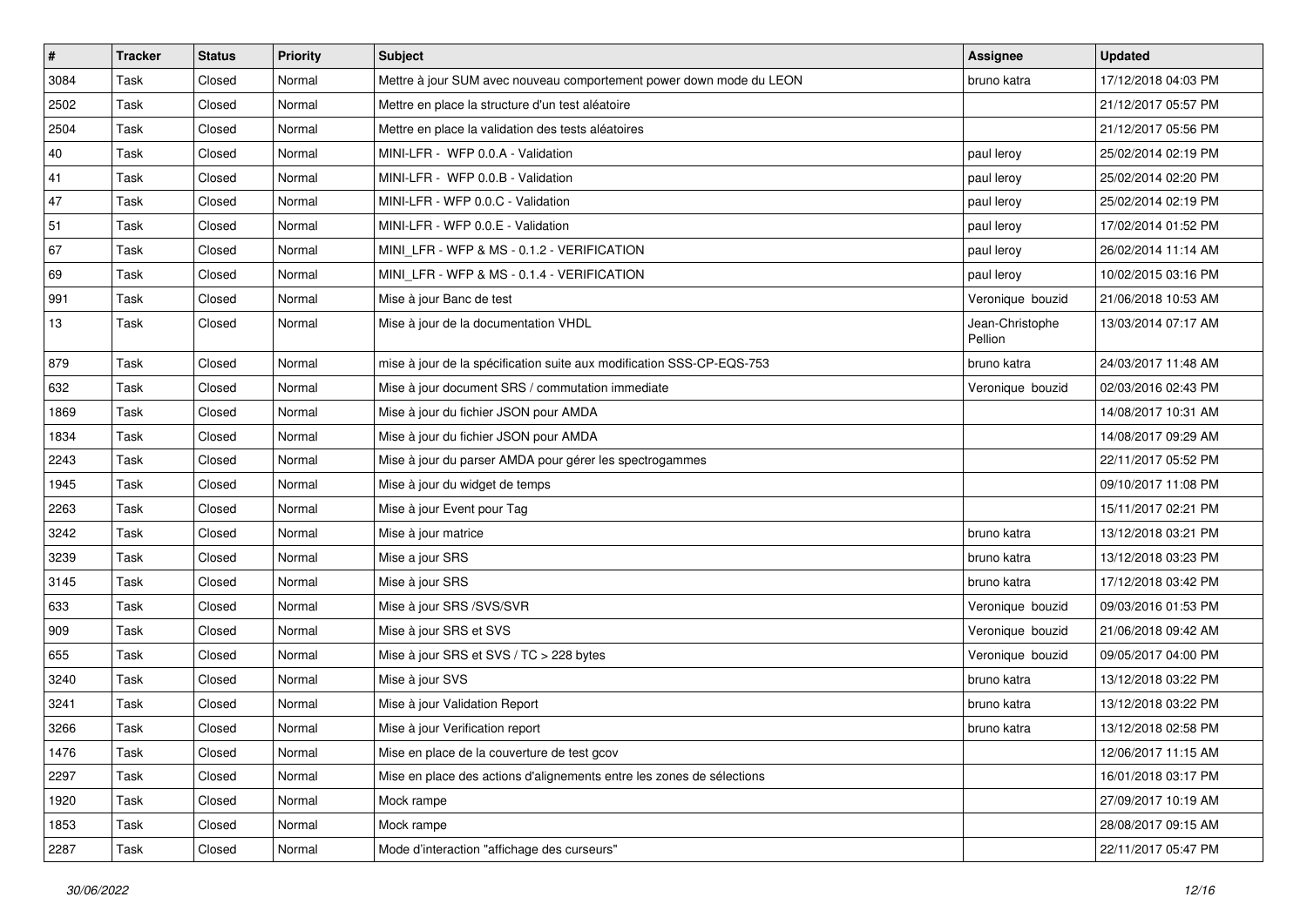| # | Tracker | Status | Priority | Subject | Assignee | Updated |
|---|---|---|---|---|---|---|
| 3084 | Task | Closed | Normal | Mettre à jour SUM avec nouveau comportement power down mode du LEON | bruno katra | 17/12/2018 04:03 PM |
| 2502 | Task | Closed | Normal | Mettre en place la structure d'un test aléatoire | | 21/12/2017 05:57 PM |
| 2504 | Task | Closed | Normal | Mettre en place la validation des tests aléatoires | | 21/12/2017 05:56 PM |
| 40 | Task | Closed | Normal | MINI-LFR - WFP 0.0.A - Validation | paul leroy | 25/02/2014 02:19 PM |
| 41 | Task | Closed | Normal | MINI-LFR - WFP 0.0.B - Validation | paul leroy | 25/02/2014 02:20 PM |
| 47 | Task | Closed | Normal | MINI-LFR - WFP 0.0.C - Validation | paul leroy | 25/02/2014 02:19 PM |
| 51 | Task | Closed | Normal | MINI-LFR - WFP 0.0.E - Validation | paul leroy | 17/02/2014 01:52 PM |
| 67 | Task | Closed | Normal | MINI_LFR - WFP & MS - 0.1.2 - VERIFICATION | paul leroy | 26/02/2014 11:14 AM |
| 69 | Task | Closed | Normal | MINI_LFR - WFP & MS - 0.1.4 - VERIFICATION | paul leroy | 10/02/2015 03:16 PM |
| 991 | Task | Closed | Normal | Mise à jour Banc de test | Veronique bouzid | 21/06/2018 10:53 AM |
| 13 | Task | Closed | Normal | Mise à jour de la documentation VHDL | Jean-Christophe Pellion | 13/03/2014 07:17 AM |
| 879 | Task | Closed | Normal | mise à jour de la spécification suite aux modification SSS-CP-EQS-753 | bruno katra | 24/03/2017 11:48 AM |
| 632 | Task | Closed | Normal | Mise à jour document SRS / commutation immediate | Veronique bouzid | 02/03/2016 02:43 PM |
| 1869 | Task | Closed | Normal | Mise à jour du fichier JSON pour AMDA | | 14/08/2017 10:31 AM |
| 1834 | Task | Closed | Normal | Mise à jour du fichier JSON pour AMDA | | 14/08/2017 09:29 AM |
| 2243 | Task | Closed | Normal | Mise à jour du parser AMDA pour gérer les spectrogammes | | 22/11/2017 05:52 PM |
| 1945 | Task | Closed | Normal | Mise à jour du widget de temps | | 09/10/2017 11:08 PM |
| 2263 | Task | Closed | Normal | Mise à jour Event pour Tag | | 15/11/2017 02:21 PM |
| 3242 | Task | Closed | Normal | Mise à jour matrice | bruno katra | 13/12/2018 03:21 PM |
| 3239 | Task | Closed | Normal | Mise a jour SRS | bruno katra | 13/12/2018 03:23 PM |
| 3145 | Task | Closed | Normal | Mise à jour SRS | bruno katra | 17/12/2018 03:42 PM |
| 633 | Task | Closed | Normal | Mise à jour SRS /SVS/SVR | Veronique bouzid | 09/03/2016 01:53 PM |
| 909 | Task | Closed | Normal | Mise à jour SRS et SVS | Veronique bouzid | 21/06/2018 09:42 AM |
| 655 | Task | Closed | Normal | Mise à jour SRS et SVS / TC > 228 bytes | Veronique bouzid | 09/05/2017 04:00 PM |
| 3240 | Task | Closed | Normal | Mise à jour SVS | bruno katra | 13/12/2018 03:22 PM |
| 3241 | Task | Closed | Normal | Mise à jour Validation Report | bruno katra | 13/12/2018 03:22 PM |
| 3266 | Task | Closed | Normal | Mise à jour Verification report | bruno katra | 13/12/2018 02:58 PM |
| 1476 | Task | Closed | Normal | Mise en place de la couverture de test gcov | | 12/06/2017 11:15 AM |
| 2297 | Task | Closed | Normal | Mise en place des actions d'alignements entre les zones de sélections | | 16/01/2018 03:17 PM |
| 1920 | Task | Closed | Normal | Mock rampe | | 27/09/2017 10:19 AM |
| 1853 | Task | Closed | Normal | Mock rampe | | 28/08/2017 09:15 AM |
| 2287 | Task | Closed | Normal | Mode d'interaction "affichage des curseurs" | | 22/11/2017 05:47 PM |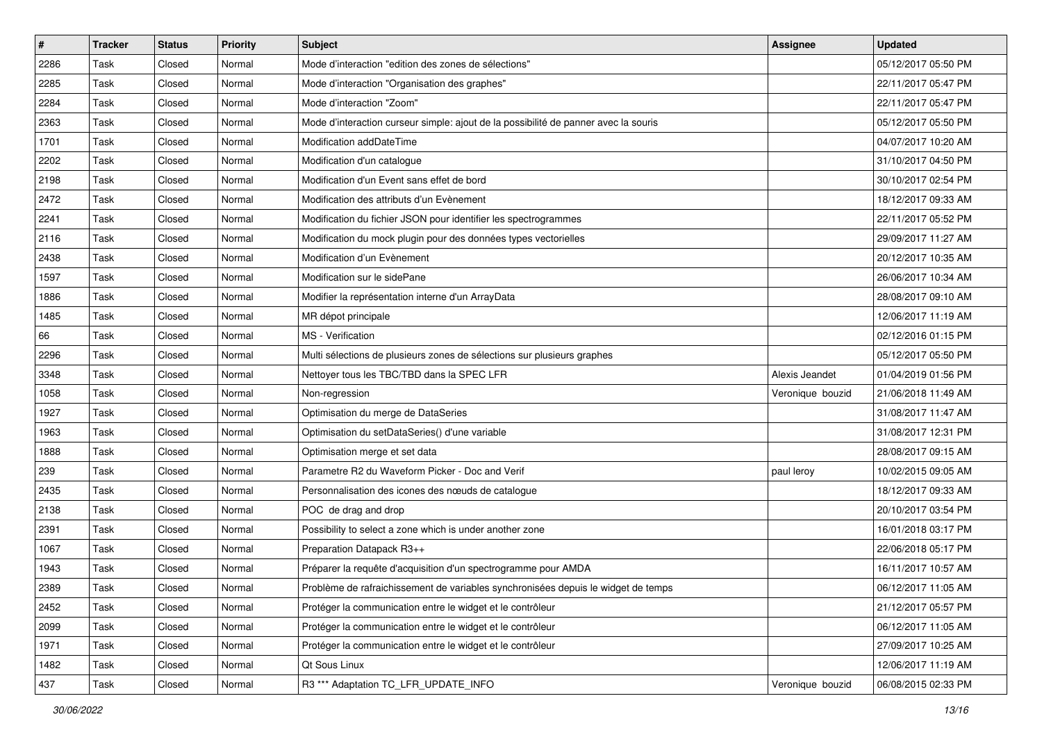| # | Tracker | Status | Priority | Subject | Assignee | Updated |
|---|---|---|---|---|---|---|
| 2286 | Task | Closed | Normal | Mode d'interaction "edition des zones de sélections" | | 05/12/2017 05:50 PM |
| 2285 | Task | Closed | Normal | Mode d'interaction "Organisation des graphes" | | 22/11/2017 05:47 PM |
| 2284 | Task | Closed | Normal | Mode d'interaction "Zoom" | | 22/11/2017 05:47 PM |
| 2363 | Task | Closed | Normal | Mode d'interaction curseur simple: ajout de la possibilité de panner avec la souris | | 05/12/2017 05:50 PM |
| 1701 | Task | Closed | Normal | Modification addDateTime | | 04/07/2017 10:20 AM |
| 2202 | Task | Closed | Normal | Modification d'un catalogue | | 31/10/2017 04:50 PM |
| 2198 | Task | Closed | Normal | Modification d'un Event sans effet de bord | | 30/10/2017 02:54 PM |
| 2472 | Task | Closed | Normal | Modification des attributs d'un Evènement | | 18/12/2017 09:33 AM |
| 2241 | Task | Closed | Normal | Modification du fichier JSON pour identifier les spectrogrammes | | 22/11/2017 05:52 PM |
| 2116 | Task | Closed | Normal | Modification du mock plugin pour des données types vectorielles | | 29/09/2017 11:27 AM |
| 2438 | Task | Closed | Normal | Modification d'un Evènement | | 20/12/2017 10:35 AM |
| 1597 | Task | Closed | Normal | Modification sur le sidePane | | 26/06/2017 10:34 AM |
| 1886 | Task | Closed | Normal | Modifier la représentation interne d'un ArrayData | | 28/08/2017 09:10 AM |
| 1485 | Task | Closed | Normal | MR dépot principale | | 12/06/2017 11:19 AM |
| 66 | Task | Closed | Normal | MS - Verification | | 02/12/2016 01:15 PM |
| 2296 | Task | Closed | Normal | Multi sélections de plusieurs zones de sélections sur plusieurs graphes | | 05/12/2017 05:50 PM |
| 3348 | Task | Closed | Normal | Nettoyer tous les TBC/TBD dans la SPEC LFR | Alexis Jeandet | 01/04/2019 01:56 PM |
| 1058 | Task | Closed | Normal | Non-regression | Veronique bouzid | 21/06/2018 11:49 AM |
| 1927 | Task | Closed | Normal | Optimisation du merge de DataSeries | | 31/08/2017 11:47 AM |
| 1963 | Task | Closed | Normal | Optimisation du setDataSeries() d'une variable | | 31/08/2017 12:31 PM |
| 1888 | Task | Closed | Normal | Optimisation merge et set data | | 28/08/2017 09:15 AM |
| 239 | Task | Closed | Normal | Parametre R2 du Waveform Picker - Doc and Verif | paul leroy | 10/02/2015 09:05 AM |
| 2435 | Task | Closed | Normal | Personnalisation des icones des nœuds de catalogue | | 18/12/2017 09:33 AM |
| 2138 | Task | Closed | Normal | POC de drag and drop | | 20/10/2017 03:54 PM |
| 2391 | Task | Closed | Normal | Possibility to select a zone which is under another zone | | 16/01/2018 03:17 PM |
| 1067 | Task | Closed | Normal | Preparation Datapack R3++ | | 22/06/2018 05:17 PM |
| 1943 | Task | Closed | Normal | Préparer la requête d'acquisition d'un spectrogramme pour AMDA | | 16/11/2017 10:57 AM |
| 2389 | Task | Closed | Normal | Problème de rafraichissement de variables synchronisées depuis le widget de temps | | 06/12/2017 11:05 AM |
| 2452 | Task | Closed | Normal | Protéger la communication entre le widget et le contrôleur | | 21/12/2017 05:57 PM |
| 2099 | Task | Closed | Normal | Protéger la communication entre le widget et le contrôleur | | 06/12/2017 11:05 AM |
| 1971 | Task | Closed | Normal | Protéger la communication entre le widget et le contrôleur | | 27/09/2017 10:25 AM |
| 1482 | Task | Closed | Normal | Qt Sous Linux | | 12/06/2017 11:19 AM |
| 437 | Task | Closed | Normal | R3 *** Adaptation TC_LFR_UPDATE_INFO | Veronique bouzid | 06/08/2015 02:33 PM |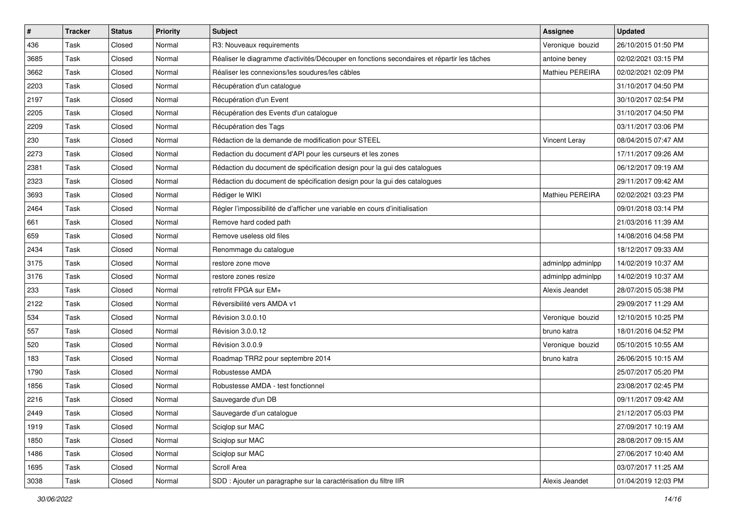| # | Tracker | Status | Priority | Subject | Assignee | Updated |
|---|---|---|---|---|---|---|
| 436 | Task | Closed | Normal | R3: Nouveaux requirements | Veronique  bouzid | 26/10/2015 01:50 PM |
| 3685 | Task | Closed | Normal | Réaliser le diagramme d'activités/Découper en fonctions secondaires et répartir les tâches | antoine beney | 02/02/2021 03:15 PM |
| 3662 | Task | Closed | Normal | Réaliser les connexions/les soudures/les câbles | Mathieu PEREIRA | 02/02/2021 02:09 PM |
| 2203 | Task | Closed | Normal | Récupération d'un catalogue | | 31/10/2017 04:50 PM |
| 2197 | Task | Closed | Normal | Récupération d'un Event | | 30/10/2017 02:54 PM |
| 2205 | Task | Closed | Normal | Récupération des Events d'un catalogue | | 31/10/2017 04:50 PM |
| 2209 | Task | Closed | Normal | Récupération des Tags | | 03/11/2017 03:06 PM |
| 230 | Task | Closed | Normal | Rédaction de la demande de modification pour STEEL | Vincent Leray | 08/04/2015 07:47 AM |
| 2273 | Task | Closed | Normal | Redaction du document d'API pour les curseurs et les zones | | 17/11/2017 09:26 AM |
| 2381 | Task | Closed | Normal | Rédaction du document de spécification design pour la gui des catalogues | | 06/12/2017 09:19 AM |
| 2323 | Task | Closed | Normal | Rédaction du document de spécification design pour la gui des catalogues | | 29/11/2017 09:42 AM |
| 3693 | Task | Closed | Normal | Rédiger le WIKI | Mathieu PEREIRA | 02/02/2021 03:23 PM |
| 2464 | Task | Closed | Normal | Régler l’impossibilité de d’afficher une variable en cours d’initialisation | | 09/01/2018 03:14 PM |
| 661 | Task | Closed | Normal | Remove hard coded path | | 21/03/2016 11:39 AM |
| 659 | Task | Closed | Normal | Remove useless old files | | 14/08/2016 04:58 PM |
| 2434 | Task | Closed | Normal | Renommage du catalogue | | 18/12/2017 09:33 AM |
| 3175 | Task | Closed | Normal | restore zone move | adminlpp adminlpp | 14/02/2019 10:37 AM |
| 3176 | Task | Closed | Normal | restore zones resize | adminlpp adminlpp | 14/02/2019 10:37 AM |
| 233 | Task | Closed | Normal | retrofit FPGA sur EM+ | Alexis Jeandet | 28/07/2015 05:38 PM |
| 2122 | Task | Closed | Normal | Réversibilité vers AMDA v1 | | 29/09/2017 11:29 AM |
| 534 | Task | Closed | Normal | Révision 3.0.0.10 | Veronique  bouzid | 12/10/2015 10:25 PM |
| 557 | Task | Closed | Normal | Révision 3.0.0.12 | bruno katra | 18/01/2016 04:52 PM |
| 520 | Task | Closed | Normal | Révision 3.0.0.9 | Veronique  bouzid | 05/10/2015 10:55 AM |
| 183 | Task | Closed | Normal | Roadmap TRR2 pour septembre 2014 | bruno katra | 26/06/2015 10:15 AM |
| 1790 | Task | Closed | Normal | Robustesse AMDA | | 25/07/2017 05:20 PM |
| 1856 | Task | Closed | Normal | Robustesse AMDA - test fonctionnel | | 23/08/2017 02:45 PM |
| 2216 | Task | Closed | Normal | Sauvegarde d'un DB | | 09/11/2017 09:42 AM |
| 2449 | Task | Closed | Normal | Sauvegarde d’un catalogue | | 21/12/2017 05:03 PM |
| 1919 | Task | Closed | Normal | Sciqlop sur MAC | | 27/09/2017 10:19 AM |
| 1850 | Task | Closed | Normal | Sciqlop sur MAC | | 28/08/2017 09:15 AM |
| 1486 | Task | Closed | Normal | Sciqlop sur MAC | | 27/06/2017 10:40 AM |
| 1695 | Task | Closed | Normal | Scroll Area | | 03/07/2017 11:25 AM |
| 3038 | Task | Closed | Normal | SDD : Ajouter un paragraphe sur la caractérisation du filtre IIR | Alexis Jeandet | 01/04/2019 12:03 PM |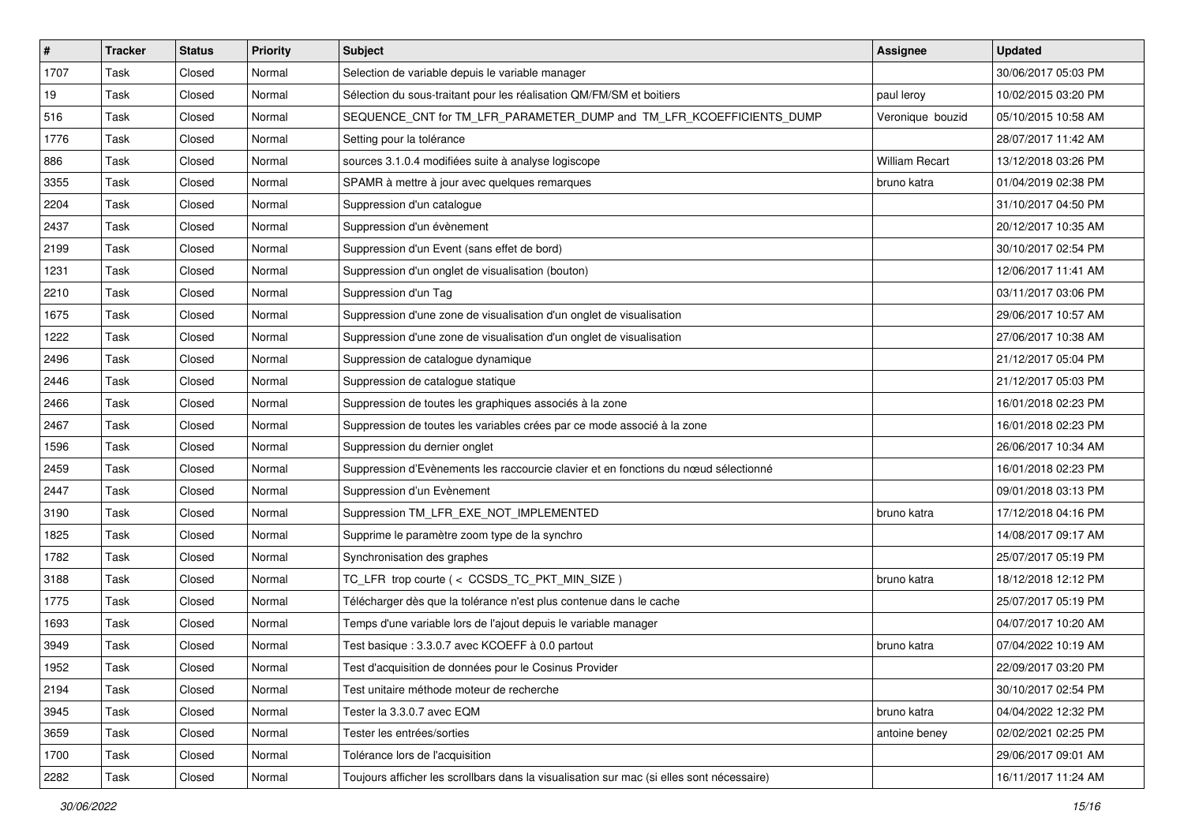| # | Tracker | Status | Priority | Subject | Assignee | Updated |
|---|---|---|---|---|---|---|
| 1707 | Task | Closed | Normal | Selection de variable depuis le variable manager | | 30/06/2017 05:03 PM |
| 19 | Task | Closed | Normal | Sélection du sous-traitant pour les réalisation QM/FM/SM et boitiers | paul leroy | 10/02/2015 03:20 PM |
| 516 | Task | Closed | Normal | SEQUENCE_CNT for TM_LFR_PARAMETER_DUMP and TM_LFR_KCOEFFICIENTS_DUMP | Veronique bouzid | 05/10/2015 10:58 AM |
| 1776 | Task | Closed | Normal | Setting pour la tolérance | | 28/07/2017 11:42 AM |
| 886 | Task | Closed | Normal | sources 3.1.0.4 modifiées suite à analyse logiscope | William Recart | 13/12/2018 03:26 PM |
| 3355 | Task | Closed | Normal | SPAMR à mettre à jour avec quelques remarques | bruno katra | 01/04/2019 02:38 PM |
| 2204 | Task | Closed | Normal | Suppression d'un catalogue | | 31/10/2017 04:50 PM |
| 2437 | Task | Closed | Normal | Suppression d'un évènement | | 20/12/2017 10:35 AM |
| 2199 | Task | Closed | Normal | Suppression d'un Event (sans effet de bord) | | 30/10/2017 02:54 PM |
| 1231 | Task | Closed | Normal | Suppression d'un onglet de visualisation (bouton) | | 12/06/2017 11:41 AM |
| 2210 | Task | Closed | Normal | Suppression d'un Tag | | 03/11/2017 03:06 PM |
| 1675 | Task | Closed | Normal | Suppression d'une zone de visualisation d'un onglet de visualisation | | 29/06/2017 10:57 AM |
| 1222 | Task | Closed | Normal | Suppression d'une zone de visualisation d'un onglet de visualisation | | 27/06/2017 10:38 AM |
| 2496 | Task | Closed | Normal | Suppression de catalogue dynamique | | 21/12/2017 05:04 PM |
| 2446 | Task | Closed | Normal | Suppression de catalogue statique | | 21/12/2017 05:03 PM |
| 2466 | Task | Closed | Normal | Suppression de toutes les graphiques associés à la zone | | 16/01/2018 02:23 PM |
| 2467 | Task | Closed | Normal | Suppression de toutes les variables crées par ce mode associé à la zone | | 16/01/2018 02:23 PM |
| 1596 | Task | Closed | Normal | Suppression du dernier onglet | | 26/06/2017 10:34 AM |
| 2459 | Task | Closed | Normal | Suppression d'Evènements les raccourcie clavier et en fonctions du nœud sélectionné | | 16/01/2018 02:23 PM |
| 2447 | Task | Closed | Normal | Suppression d'un Evènement | | 09/01/2018 03:13 PM |
| 3190 | Task | Closed | Normal | Suppression TM_LFR_EXE_NOT_IMPLEMENTED | bruno katra | 17/12/2018 04:16 PM |
| 1825 | Task | Closed | Normal | Supprime le paramètre zoom type de la synchro | | 14/08/2017 09:17 AM |
| 1782 | Task | Closed | Normal | Synchronisation des graphes | | 25/07/2017 05:19 PM |
| 3188 | Task | Closed | Normal | TC_LFR trop courte ( < CCSDS_TC_PKT_MIN_SIZE ) | bruno katra | 18/12/2018 12:12 PM |
| 1775 | Task | Closed | Normal | Télécharger dès que la tolérance n'est plus contenue dans le cache | | 25/07/2017 05:19 PM |
| 1693 | Task | Closed | Normal | Temps d'une variable lors de l'ajout depuis le variable manager | | 04/07/2017 10:20 AM |
| 3949 | Task | Closed | Normal | Test basique : 3.3.0.7 avec KCOEFF à 0.0 partout | bruno katra | 07/04/2022 10:19 AM |
| 1952 | Task | Closed | Normal | Test d'acquisition de données pour le Cosinus Provider | | 22/09/2017 03:20 PM |
| 2194 | Task | Closed | Normal | Test unitaire méthode moteur de recherche | | 30/10/2017 02:54 PM |
| 3945 | Task | Closed | Normal | Tester la 3.3.0.7 avec EQM | bruno katra | 04/04/2022 12:32 PM |
| 3659 | Task | Closed | Normal | Tester les entrées/sorties | antoine beney | 02/02/2021 02:25 PM |
| 1700 | Task | Closed | Normal | Tolérance lors de l'acquisition | | 29/06/2017 09:01 AM |
| 2282 | Task | Closed | Normal | Toujours afficher les scrollbars dans la visualisation sur mac (si elles sont nécessaire) | | 16/11/2017 11:24 AM |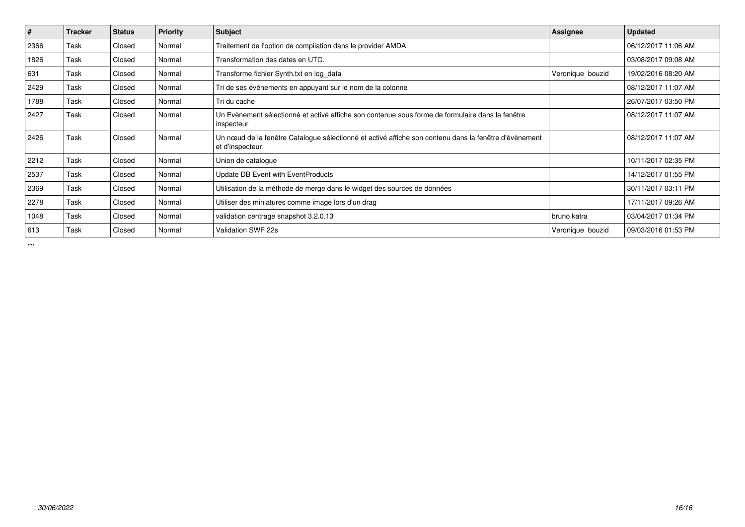| # | Tracker | Status | Priority | Subject | Assignee | Updated |
|---|---|---|---|---|---|---|
| 2366 | Task | Closed | Normal | Traitement de l'option de compilation dans le provider AMDA | | 06/12/2017 11:06 AM |
| 1826 | Task | Closed | Normal | Transformation des dates en UTC. | | 03/08/2017 09:08 AM |
| 631 | Task | Closed | Normal | Transforme fichier Synth.txt en log_data | Veronique bouzid | 19/02/2016 08:20 AM |
| 2429 | Task | Closed | Normal | Tri de ses évènements en appuyant sur le nom de la colonne | | 08/12/2017 11:07 AM |
| 1788 | Task | Closed | Normal | Tri du cache | | 26/07/2017 03:50 PM |
| 2427 | Task | Closed | Normal | Un Evènement sélectionné et activé affiche son contenue sous forme de formulaire dans la fenêtre inspecteur | | 08/12/2017 11:07 AM |
| 2426 | Task | Closed | Normal | Un nœud de la fenêtre Catalogue sélectionné et activé affiche son contenu dans la fenêtre d'évènement et d'inspecteur. | | 08/12/2017 11:07 AM |
| 2212 | Task | Closed | Normal | Union de catalogue | | 10/11/2017 02:35 PM |
| 2537 | Task | Closed | Normal | Update DB Event with EventProducts | | 14/12/2017 01:55 PM |
| 2369 | Task | Closed | Normal | Utilisation de la méthode de merge dans le widget des sources de données | | 30/11/2017 03:11 PM |
| 2278 | Task | Closed | Normal | Utiliser des miniatures comme image lors d'un drag | | 17/11/2017 09:26 AM |
| 1048 | Task | Closed | Normal | validation centrage snapshot 3.2.0.13 | bruno katra | 03/04/2017 01:34 PM |
| 613 | Task | Closed | Normal | Validation SWF 22s | Veronique bouzid | 09/03/2016 01:53 PM |

...